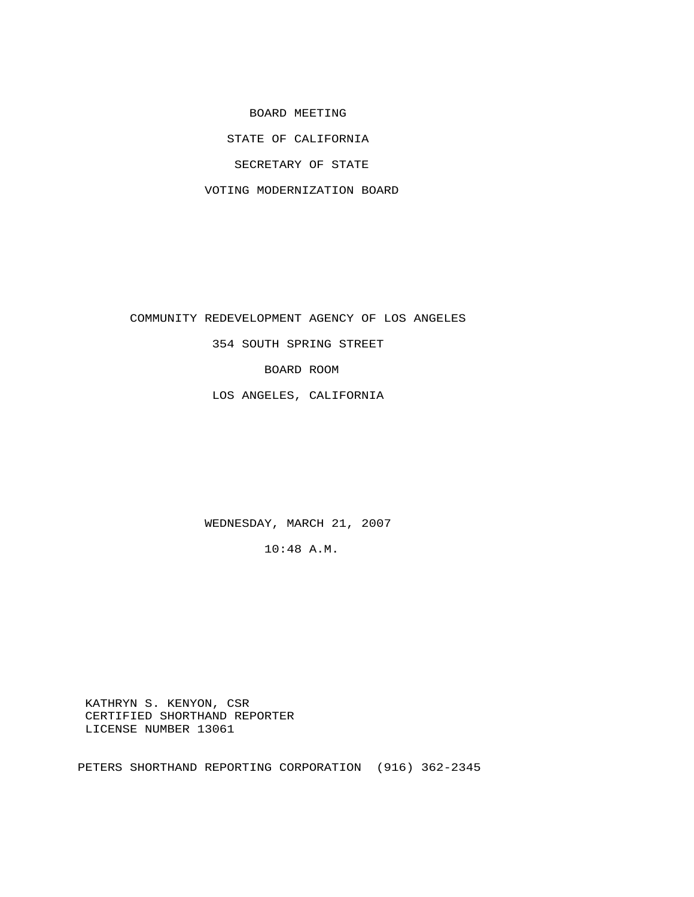BOARD MEETING

STATE OF CALIFORNIA

SECRETARY OF STATE

VOTING MODERNIZATION BOARD

COMMUNITY REDEVELOPMENT AGENCY OF LOS ANGELES

354 SOUTH SPRING STREET

BOARD ROOM

LOS ANGELES, CALIFORNIA

WEDNESDAY, MARCH 21, 2007

10:48 A.M.

KATHRYN S. KENYON, CSR
CERTIFIED SHORTHAND REPORTER
LICENSE NUMBER 13061

PETERS SHORTHAND REPORTING CORPORATION (916) 362-2345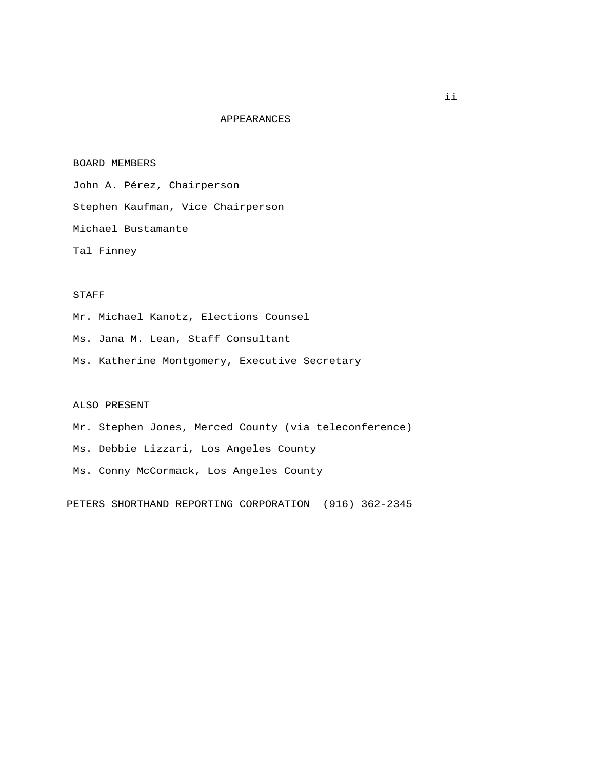# APPEARANCES

BOARD MEMBERS

John A. Pérez, Chairperson

Stephen Kaufman, Vice Chairperson

Michael Bustamante

Tal Finney

STAFF

Mr. Michael Kanotz, Elections Counsel

Ms. Jana M. Lean, Staff Consultant

Ms. Katherine Montgomery, Executive Secretary

ALSO PRESENT

Mr. Stephen Jones, Merced County (via teleconference)

Ms. Debbie Lizzari, Los Angeles County

Ms. Conny McCormack, Los Angeles County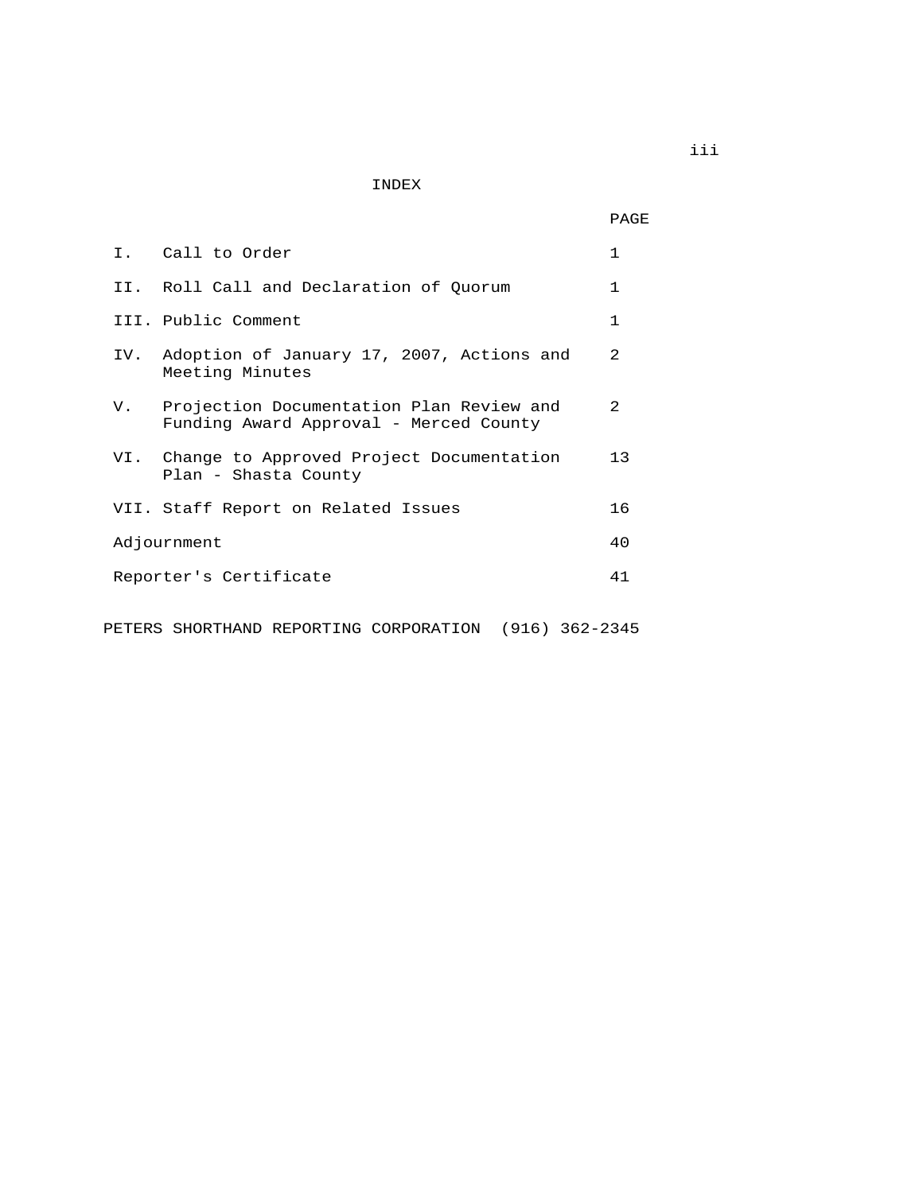# INDEX

| | | PAGE |
|---|---|---|
| I. | Call to Order | 1 |
| II. | Roll Call and Declaration of Quorum | 1 |
| III. | Public Comment | 1 |
| IV. | Adoption of January 17, 2007, Actions and Meeting Minutes | 2 |
| V. | Projection Documentation Plan Review and Funding Award Approval - Merced County | 2 |
| VI. | Change to Approved Project Documentation Plan - Shasta County | 13 |
| VII. | Staff Report on Related Issues | 16 |
| | Adjournment | 40 |
| | Reporter's Certificate | 41 |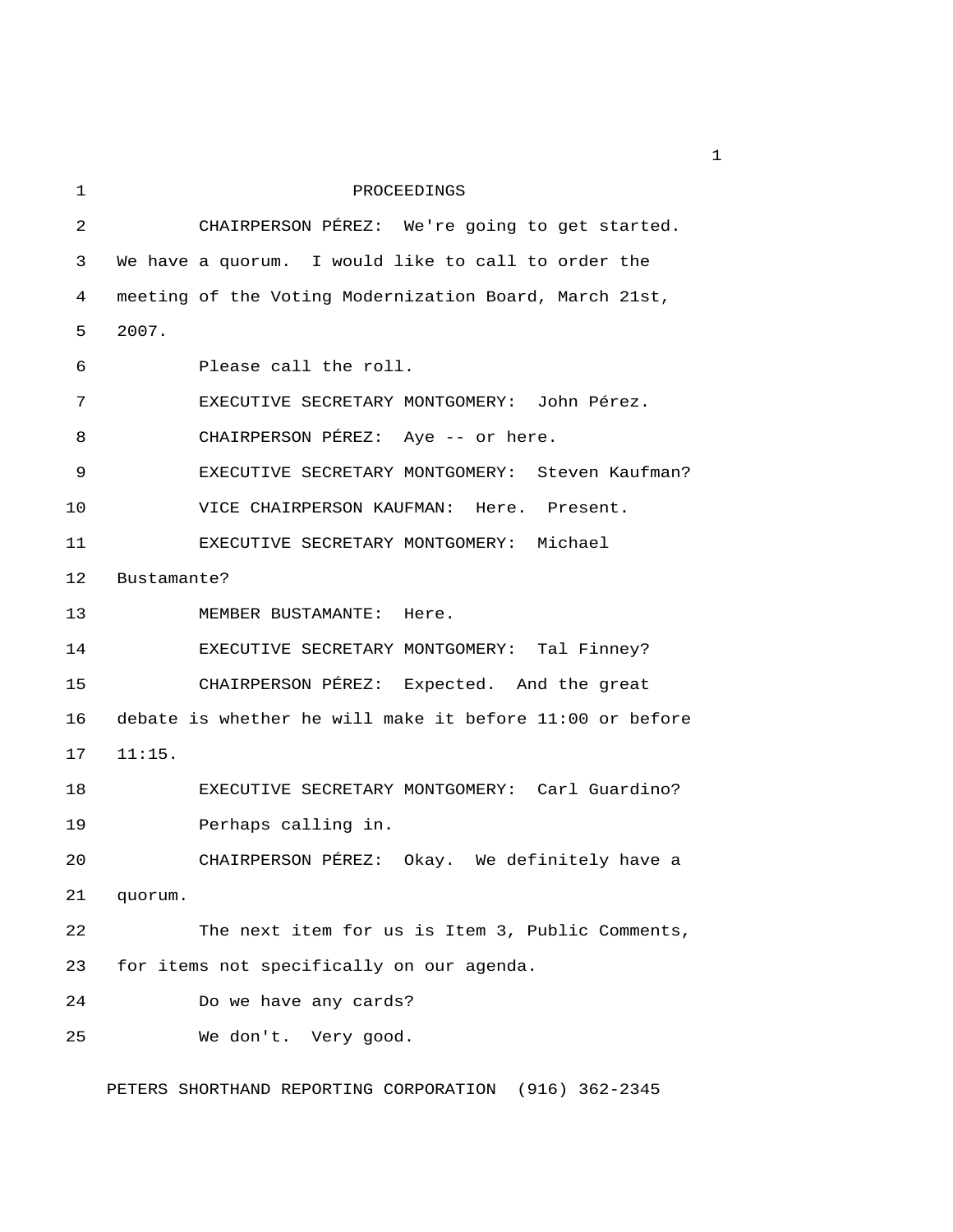PROCEEDINGS

CHAIRPERSON PÉREZ: We're going to get started. We have a quorum. I would like to call to order the meeting of the Voting Modernization Board, March 21st, 2007.

Please call the roll.

EXECUTIVE SECRETARY MONTGOMERY: John Pérez.

CHAIRPERSON PÉREZ: Aye -- or here.

EXECUTIVE SECRETARY MONTGOMERY: Steven Kaufman?

VICE CHAIRPERSON KAUFMAN: Here. Present.

EXECUTIVE SECRETARY MONTGOMERY: Michael Bustamante?

MEMBER BUSTAMANTE: Here.

EXECUTIVE SECRETARY MONTGOMERY: Tal Finney?

CHAIRPERSON PÉREZ: Expected. And the great debate is whether he will make it before 11:00 or before 11:15.

EXECUTIVE SECRETARY MONTGOMERY: Carl Guardino?

Perhaps calling in.

CHAIRPERSON PÉREZ: Okay. We definitely have a quorum.

The next item for us is Item 3, Public Comments, for items not specifically on our agenda.

Do we have any cards?

We don't. Very good.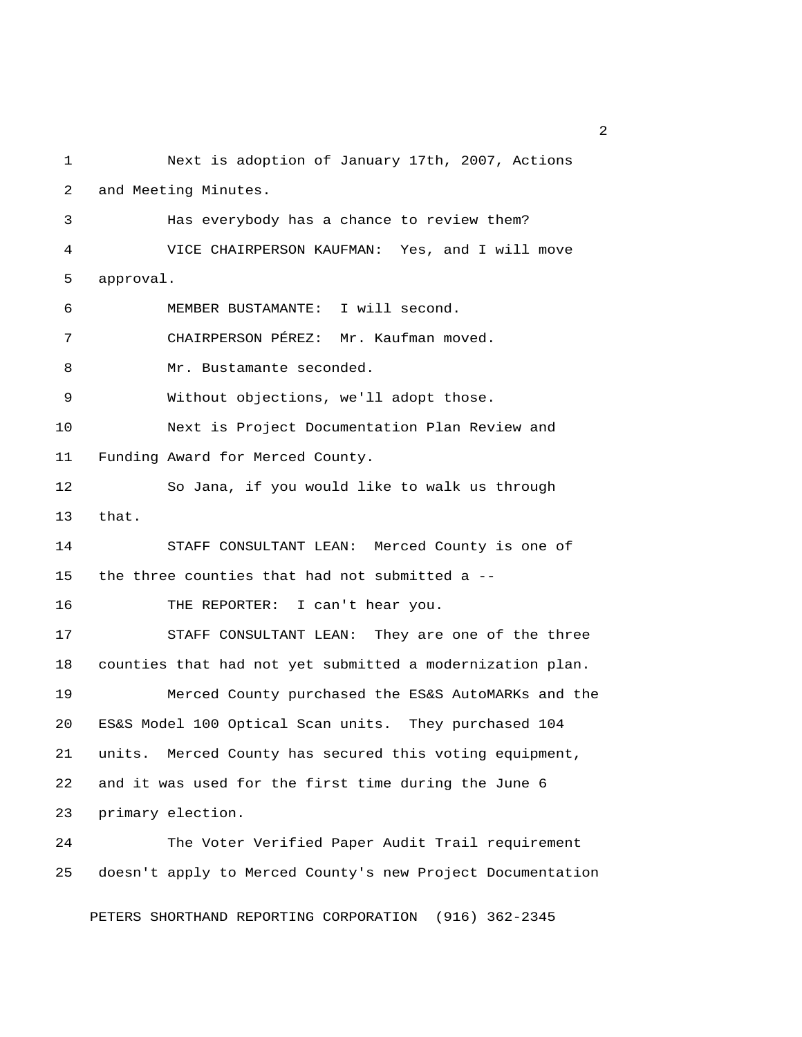Next is adoption of January 17th, 2007, Actions and Meeting Minutes.

Has everybody has a chance to review them?

VICE CHAIRPERSON KAUFMAN: Yes, and I will move approval.

MEMBER BUSTAMANTE: I will second.

CHAIRPERSON PÉREZ: Mr. Kaufman moved.

Mr. Bustamante seconded.

Without objections, we'll adopt those.

Next is Project Documentation Plan Review and Funding Award for Merced County.

So Jana, if you would like to walk us through that.

STAFF CONSULTANT LEAN: Merced County is one of the three counties that had not submitted a --

THE REPORTER: I can't hear you.

STAFF CONSULTANT LEAN: They are one of the three counties that had not yet submitted a modernization plan.

Merced County purchased the ES&S AutoMARKs and the ES&S Model 100 Optical Scan units. They purchased 104 units. Merced County has secured this voting equipment, and it was used for the first time during the June 6 primary election.

The Voter Verified Paper Audit Trail requirement doesn't apply to Merced County's new Project Documentation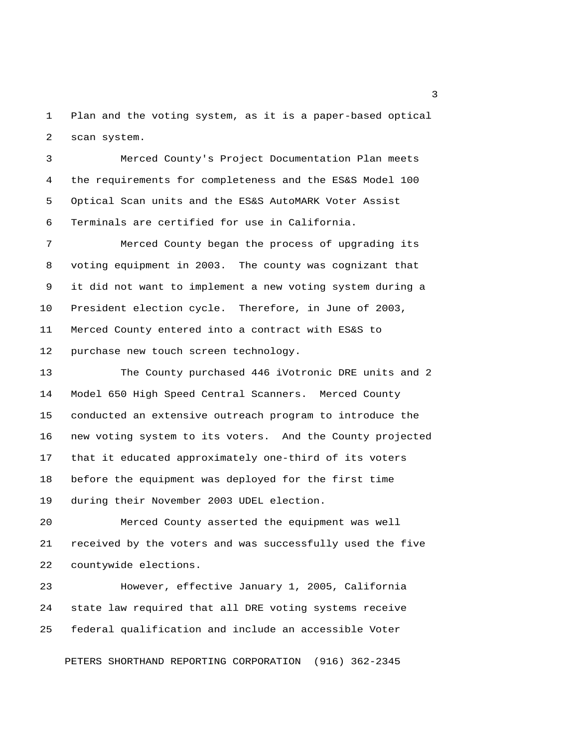Plan and the voting system, as it is a paper-based optical scan system.

Merced County's Project Documentation Plan meets the requirements for completeness and the ES&S Model 100 Optical Scan units and the ES&S AutoMARK Voter Assist Terminals are certified for use in California.

Merced County began the process of upgrading its voting equipment in 2003. The county was cognizant that it did not want to implement a new voting system during a President election cycle. Therefore, in June of 2003, Merced County entered into a contract with ES&S to purchase new touch screen technology.

The County purchased 446 iVotronic DRE units and 2 Model 650 High Speed Central Scanners. Merced County conducted an extensive outreach program to introduce the new voting system to its voters. And the County projected that it educated approximately one-third of its voters before the equipment was deployed for the first time during their November 2003 UDEL election.

Merced County asserted the equipment was well received by the voters and was successfully used the five countywide elections.

However, effective January 1, 2005, California state law required that all DRE voting systems receive federal qualification and include an accessible Voter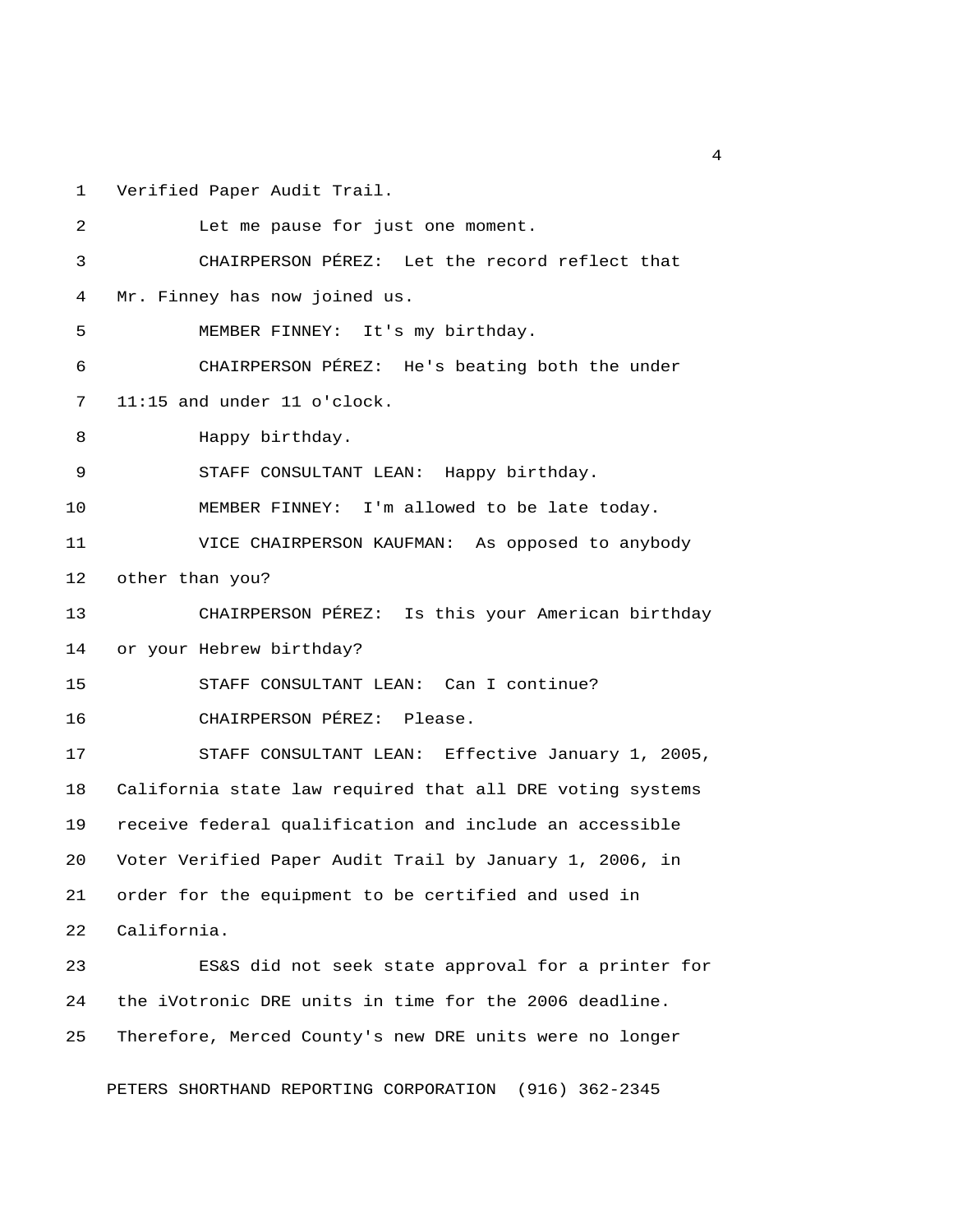Verified Paper Audit Trail.

Let me pause for just one moment.

CHAIRPERSON PÉREZ: Let the record reflect that Mr. Finney has now joined us.

MEMBER FINNEY: It's my birthday.

CHAIRPERSON PÉREZ: He's beating both the under 11:15 and under 11 o'clock.

Happy birthday.

STAFF CONSULTANT LEAN: Happy birthday.

MEMBER FINNEY: I'm allowed to be late today.

VICE CHAIRPERSON KAUFMAN: As opposed to anybody other than you?

CHAIRPERSON PÉREZ: Is this your American birthday or your Hebrew birthday?

STAFF CONSULTANT LEAN: Can I continue?

CHAIRPERSON PÉREZ: Please.

STAFF CONSULTANT LEAN: Effective January 1, 2005, California state law required that all DRE voting systems receive federal qualification and include an accessible Voter Verified Paper Audit Trail by January 1, 2006, in order for the equipment to be certified and used in California.

ES&S did not seek state approval for a printer for the iVotronic DRE units in time for the 2006 deadline. Therefore, Merced County's new DRE units were no longer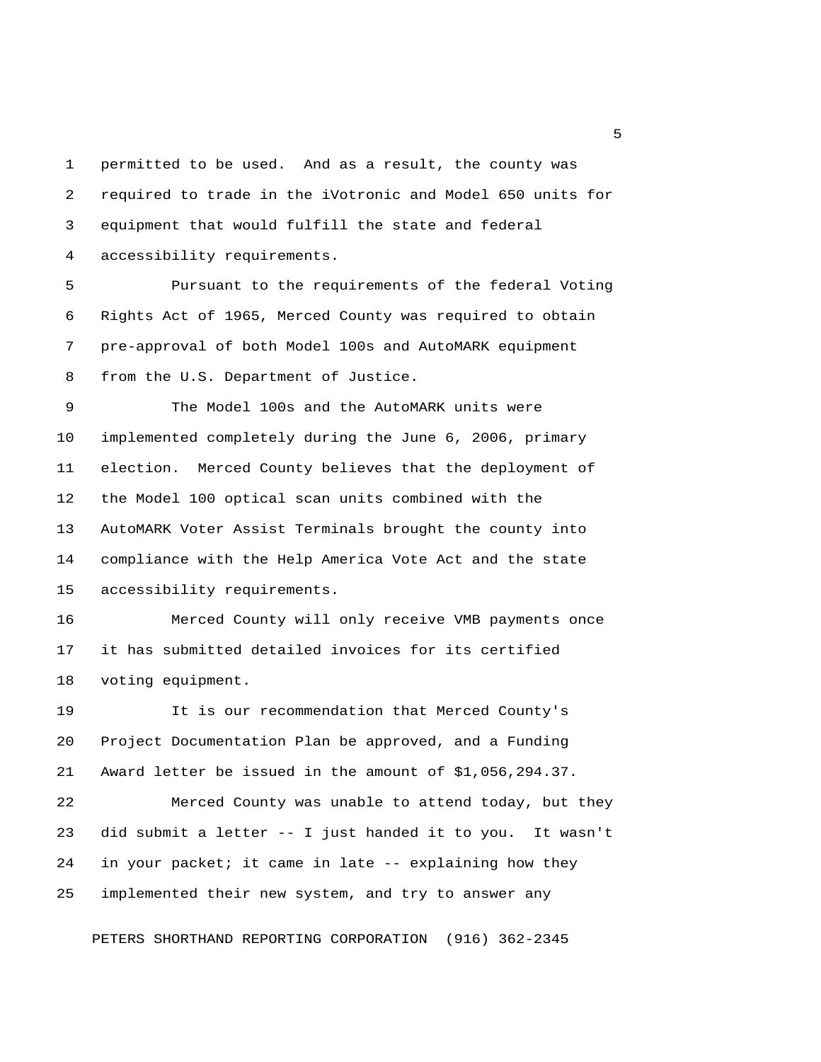permitted to be used. And as a result, the county was required to trade in the iVotronic and Model 650 units for equipment that would fulfill the state and federal accessibility requirements.

Pursuant to the requirements of the federal Voting Rights Act of 1965, Merced County was required to obtain pre-approval of both Model 100s and AutoMARK equipment from the U.S. Department of Justice.

The Model 100s and the AutoMARK units were implemented completely during the June 6, 2006, primary election. Merced County believes that the deployment of the Model 100 optical scan units combined with the AutoMARK Voter Assist Terminals brought the county into compliance with the Help America Vote Act and the state accessibility requirements.

Merced County will only receive VMB payments once it has submitted detailed invoices for its certified voting equipment.

It is our recommendation that Merced County's Project Documentation Plan be approved, and a Funding Award letter be issued in the amount of $1,056,294.37.

Merced County was unable to attend today, but they did submit a letter -- I just handed it to you. It wasn't in your packet; it came in late -- explaining how they implemented their new system, and try to answer any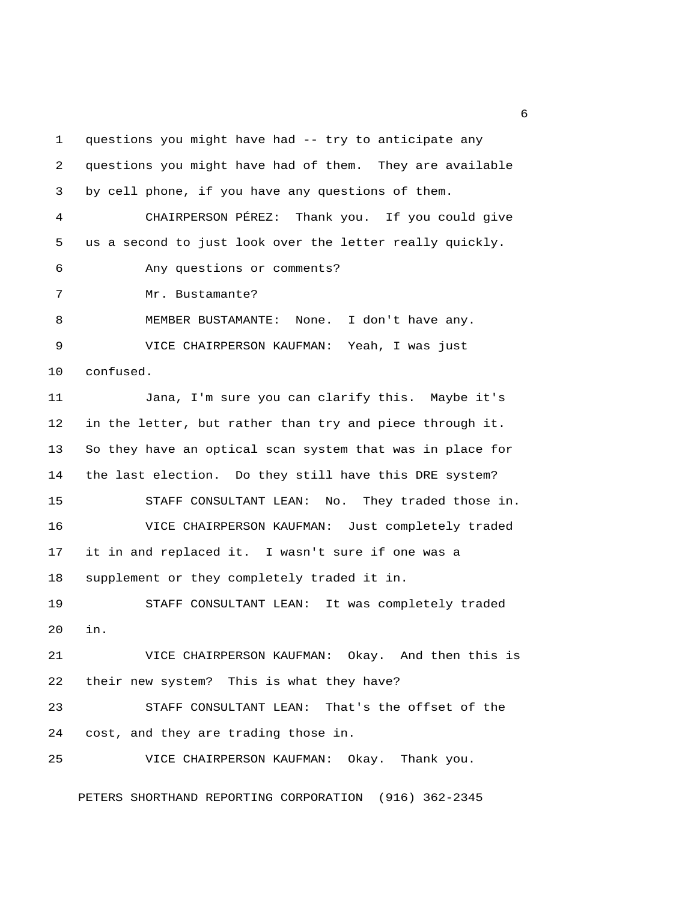questions you might have had -- try to anticipate any questions you might have had of them. They are available by cell phone, if you have any questions of them.

CHAIRPERSON PÉREZ: Thank you. If you could give us a second to just look over the letter really quickly.

Any questions or comments?

Mr. Bustamante?

MEMBER BUSTAMANTE: None. I don't have any.

VICE CHAIRPERSON KAUFMAN: Yeah, I was just confused.

Jana, I'm sure you can clarify this. Maybe it's in the letter, but rather than try and piece through it. So they have an optical scan system that was in place for the last election. Do they still have this DRE system?

STAFF CONSULTANT LEAN: No. They traded those in.

VICE CHAIRPERSON KAUFMAN: Just completely traded it in and replaced it. I wasn't sure if one was a supplement or they completely traded it in.

STAFF CONSULTANT LEAN: It was completely traded in.

VICE CHAIRPERSON KAUFMAN: Okay. And then this is their new system? This is what they have?

STAFF CONSULTANT LEAN: That's the offset of the cost, and they are trading those in.

VICE CHAIRPERSON KAUFMAN: Okay. Thank you.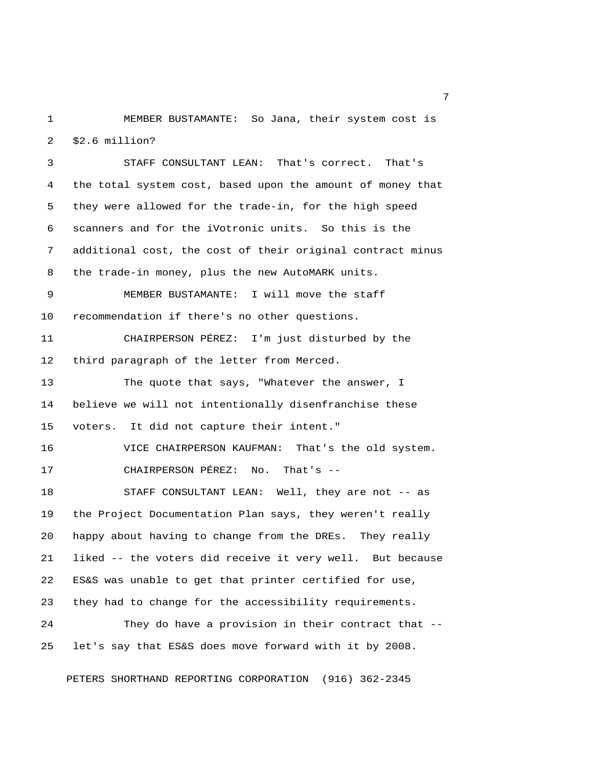MEMBER BUSTAMANTE: So Jana, their system cost is $2.6 million?

STAFF CONSULTANT LEAN: That's correct. That's the total system cost, based upon the amount of money that they were allowed for the trade-in, for the high speed scanners and for the iVotronic units. So this is the additional cost, the cost of their original contract minus the trade-in money, plus the new AutoMARK units.

MEMBER BUSTAMANTE: I will move the staff recommendation if there's no other questions.

CHAIRPERSON PÉREZ: I'm just disturbed by the third paragraph of the letter from Merced.

The quote that says, "Whatever the answer, I believe we will not intentionally disenfranchise these voters. It did not capture their intent."

VICE CHAIRPERSON KAUFMAN: That's the old system.

CHAIRPERSON PÉREZ: No. That's --

STAFF CONSULTANT LEAN: Well, they are not -- as the Project Documentation Plan says, they weren't really happy about having to change from the DREs. They really liked -- the voters did receive it very well. But because ES&S was unable to get that printer certified for use, they had to change for the accessibility requirements.

They do have a provision in their contract that -- let's say that ES&S does move forward with it by 2008.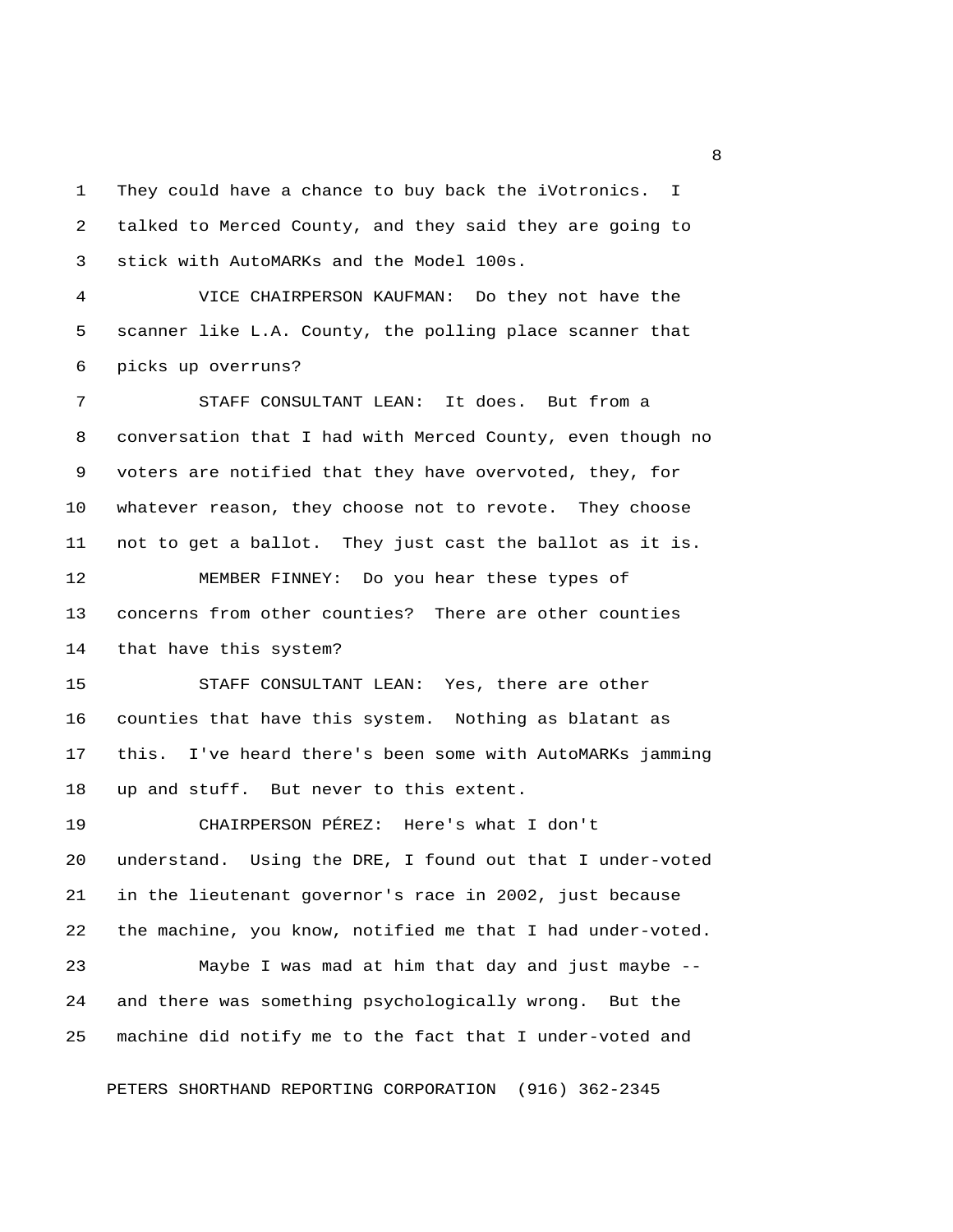They could have a chance to buy back the iVotronics. I talked to Merced County, and they said they are going to stick with AutoMARKs and the Model 100s.

VICE CHAIRPERSON KAUFMAN: Do they not have the scanner like L.A. County, the polling place scanner that picks up overruns?

STAFF CONSULTANT LEAN: It does. But from a conversation that I had with Merced County, even though no voters are notified that they have overvoted, they, for whatever reason, they choose not to revote. They choose not to get a ballot. They just cast the ballot as it is.

MEMBER FINNEY: Do you hear these types of concerns from other counties? There are other counties that have this system?

STAFF CONSULTANT LEAN: Yes, there are other counties that have this system. Nothing as blatant as this. I've heard there's been some with AutoMARKs jamming up and stuff. But never to this extent.

CHAIRPERSON PÉREZ: Here's what I don't understand. Using the DRE, I found out that I under-voted in the lieutenant governor's race in 2002, just because the machine, you know, notified me that I had under-voted.

Maybe I was mad at him that day and just maybe -- and there was something psychologically wrong. But the machine did notify me to the fact that I under-voted and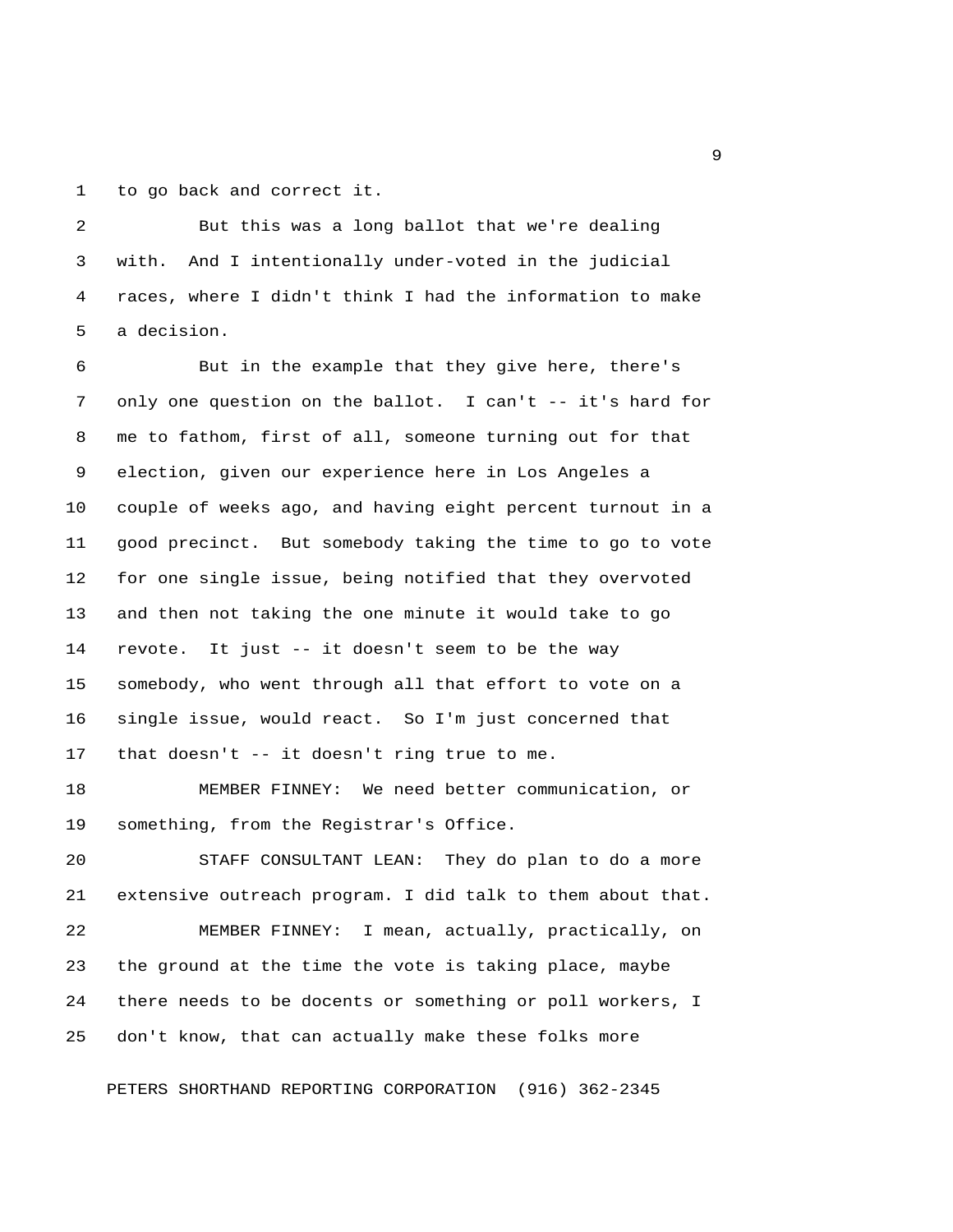to go back and correct it.

But this was a long ballot that we're dealing with. And I intentionally under-voted in the judicial races, where I didn't think I had the information to make a decision.

But in the example that they give here, there's only one question on the ballot. I can't -- it's hard for me to fathom, first of all, someone turning out for that election, given our experience here in Los Angeles a couple of weeks ago, and having eight percent turnout in a good precinct. But somebody taking the time to go to vote for one single issue, being notified that they overvoted and then not taking the one minute it would take to go revote. It just -- it doesn't seem to be the way somebody, who went through all that effort to vote on a single issue, would react. So I'm just concerned that that doesn't -- it doesn't ring true to me.

MEMBER FINNEY: We need better communication, or something, from the Registrar's Office.

STAFF CONSULTANT LEAN: They do plan to do a more extensive outreach program. I did talk to them about that.

MEMBER FINNEY: I mean, actually, practically, on the ground at the time the vote is taking place, maybe there needs to be docents or something or poll workers, I don't know, that can actually make these folks more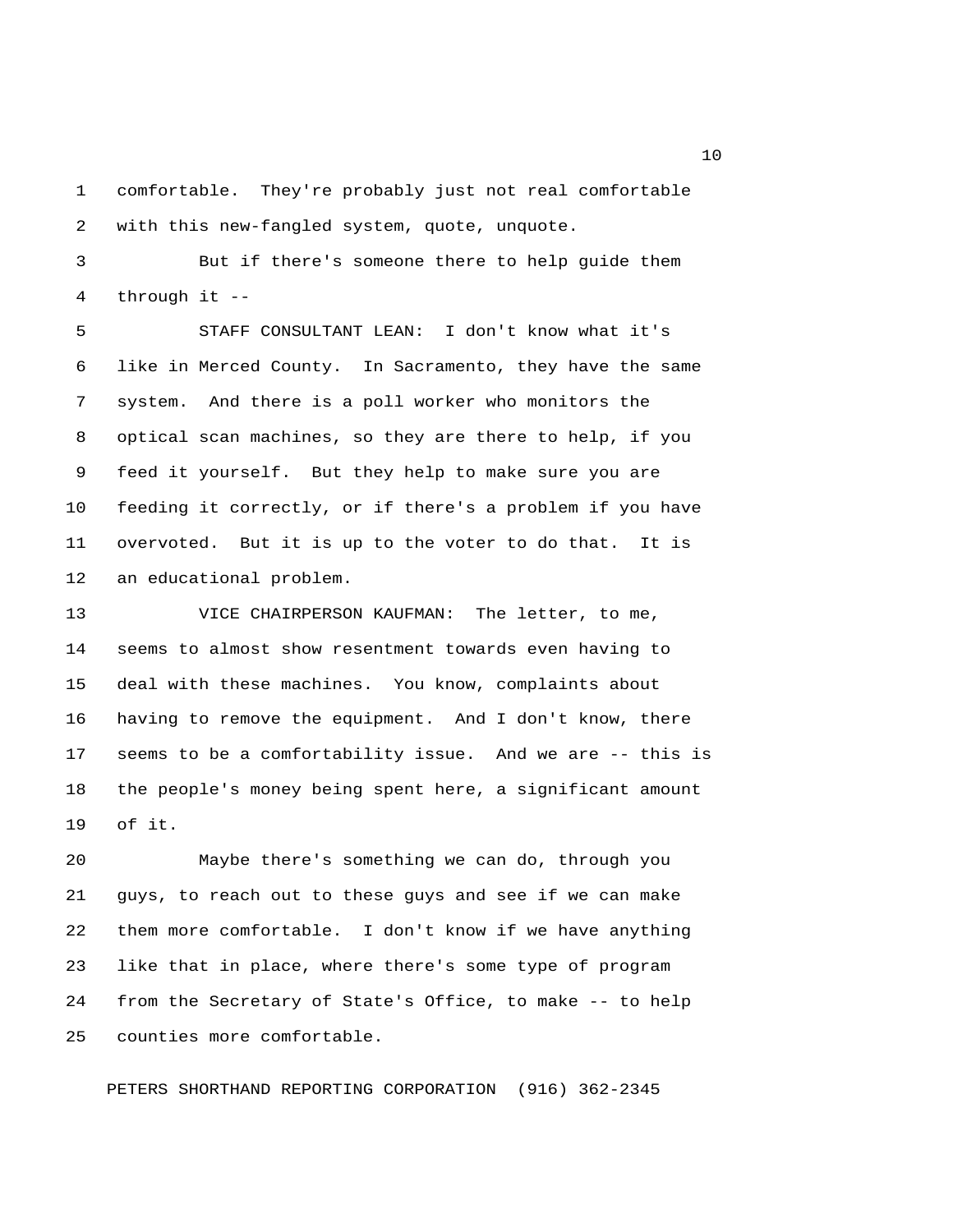comfortable. They're probably just not real comfortable with this new-fangled system, quote, unquote.

But if there's someone there to help guide them through it --

STAFF CONSULTANT LEAN: I don't know what it's like in Merced County. In Sacramento, they have the same system. And there is a poll worker who monitors the optical scan machines, so they are there to help, if you feed it yourself. But they help to make sure you are feeding it correctly, or if there's a problem if you have overvoted. But it is up to the voter to do that. It is an educational problem.

VICE CHAIRPERSON KAUFMAN: The letter, to me, seems to almost show resentment towards even having to deal with these machines. You know, complaints about having to remove the equipment. And I don't know, there seems to be a comfortability issue. And we are -- this is the people's money being spent here, a significant amount of it.

Maybe there's something we can do, through you guys, to reach out to these guys and see if we can make them more comfortable. I don't know if we have anything like that in place, where there's some type of program from the Secretary of State's Office, to make -- to help counties more comfortable.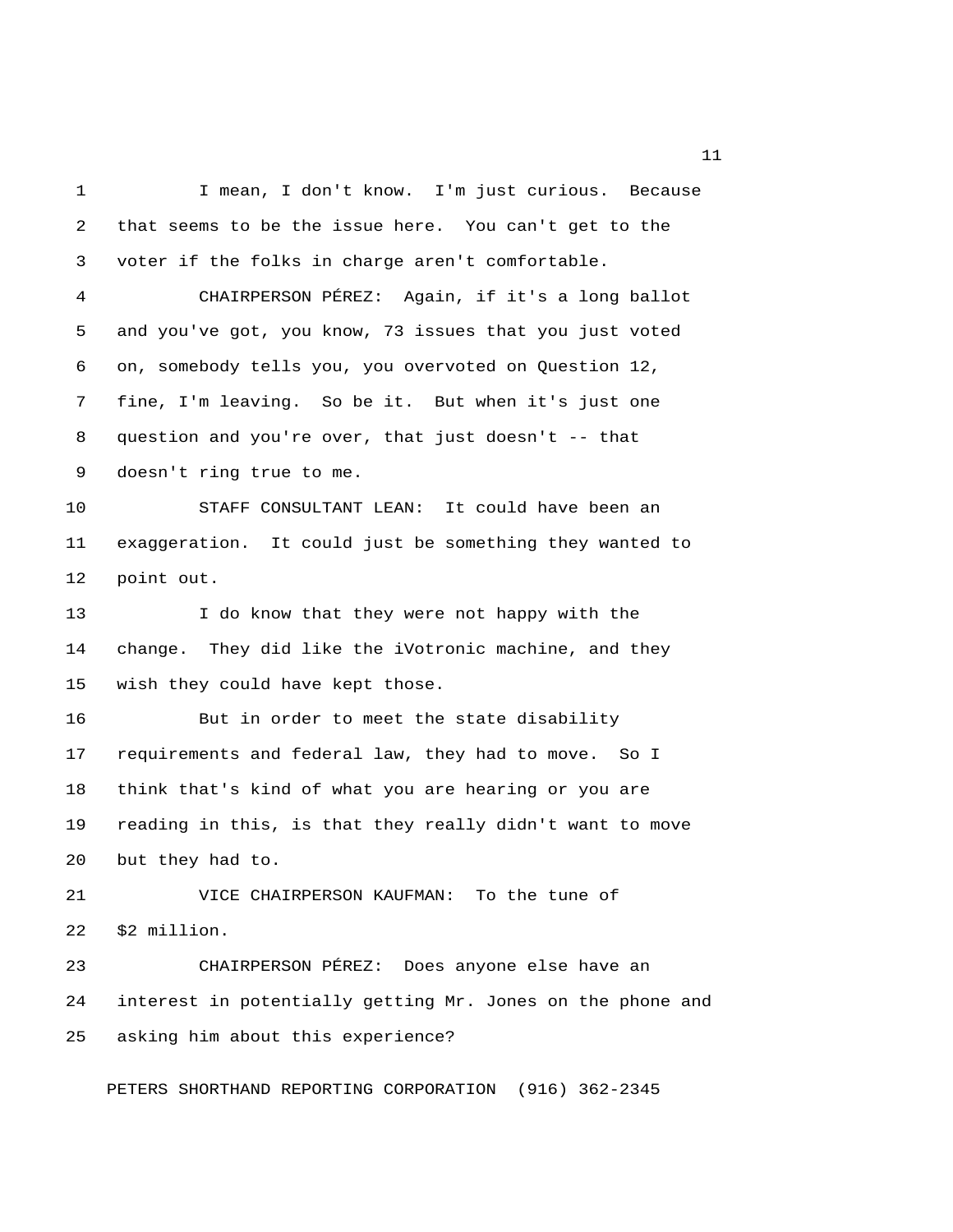I mean, I don't know. I'm just curious. Because that seems to be the issue here. You can't get to the voter if the folks in charge aren't comfortable.

CHAIRPERSON PÉREZ: Again, if it's a long ballot and you've got, you know, 73 issues that you just voted on, somebody tells you, you overvoted on Question 12, fine, I'm leaving. So be it. But when it's just one question and you're over, that just doesn't -- that doesn't ring true to me.

STAFF CONSULTANT LEAN: It could have been an exaggeration. It could just be something they wanted to point out.

I do know that they were not happy with the change. They did like the iVotronic machine, and they wish they could have kept those.

But in order to meet the state disability requirements and federal law, they had to move. So I think that's kind of what you are hearing or you are reading in this, is that they really didn't want to move but they had to.

VICE CHAIRPERSON KAUFMAN: To the tune of $2 million.

CHAIRPERSON PÉREZ: Does anyone else have an interest in potentially getting Mr. Jones on the phone and asking him about this experience?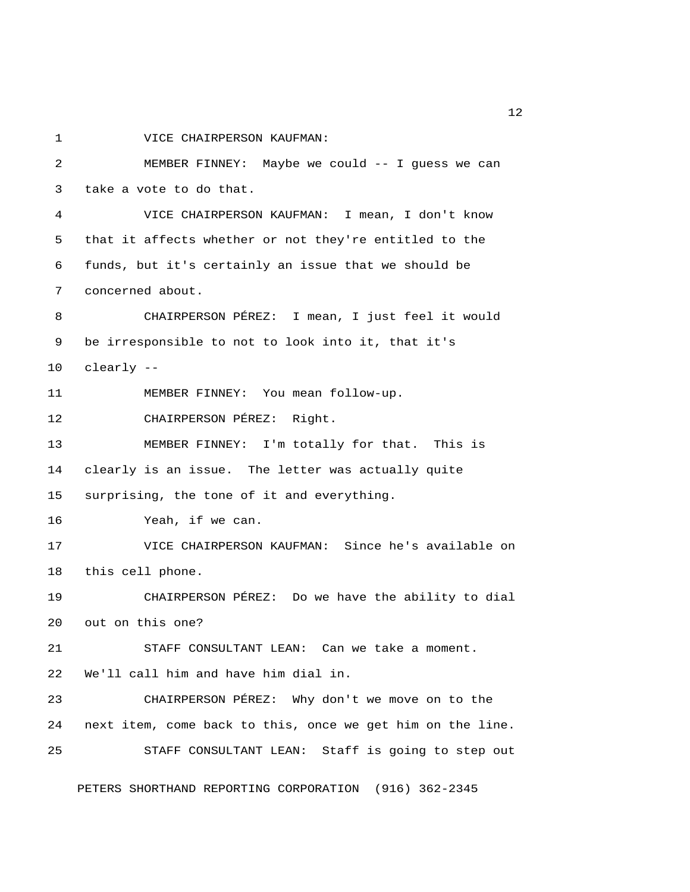VICE CHAIRPERSON KAUFMAN:

MEMBER FINNEY: Maybe we could -- I guess we can take a vote to do that.

VICE CHAIRPERSON KAUFMAN: I mean, I don't know that it affects whether or not they're entitled to the funds, but it's certainly an issue that we should be concerned about.

CHAIRPERSON PÉREZ: I mean, I just feel it would be irresponsible to not to look into it, that it's clearly --

MEMBER FINNEY: You mean follow-up.

CHAIRPERSON PÉREZ: Right.

MEMBER FINNEY: I'm totally for that. This is clearly is an issue. The letter was actually quite surprising, the tone of it and everything.

Yeah, if we can.

VICE CHAIRPERSON KAUFMAN: Since he's available on this cell phone.

CHAIRPERSON PÉREZ: Do we have the ability to dial out on this one?

STAFF CONSULTANT LEAN: Can we take a moment. We'll call him and have him dial in.

CHAIRPERSON PÉREZ: Why don't we move on to the next item, come back to this, once we get him on the line.

STAFF CONSULTANT LEAN: Staff is going to step out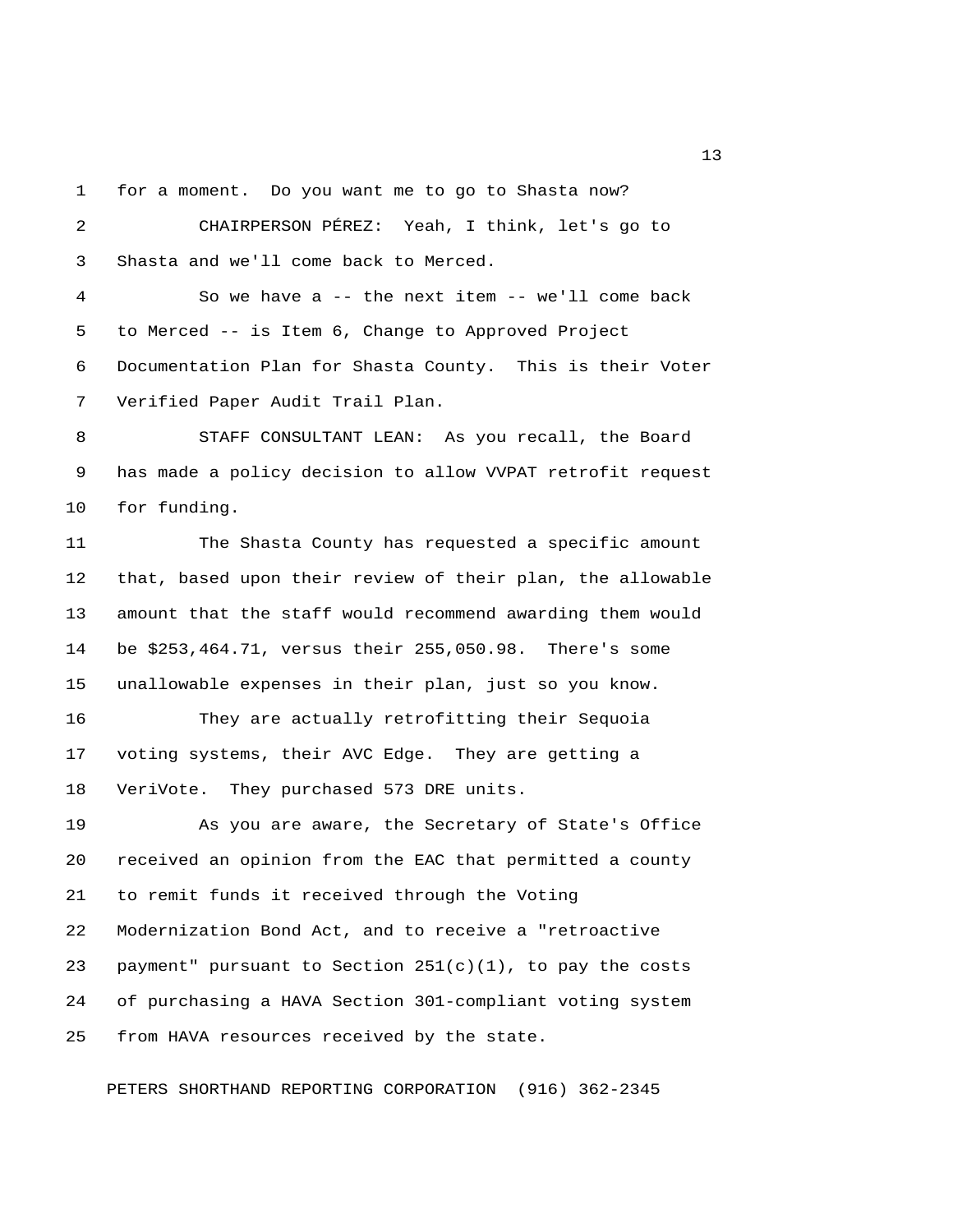for a moment. Do you want me to go to Shasta now?

CHAIRPERSON PÉREZ: Yeah, I think, let's go to Shasta and we'll come back to Merced.

So we have a -- the next item -- we'll come back to Merced -- is Item 6, Change to Approved Project Documentation Plan for Shasta County. This is their Voter Verified Paper Audit Trail Plan.

STAFF CONSULTANT LEAN: As you recall, the Board has made a policy decision to allow VVPAT retrofit request for funding.

The Shasta County has requested a specific amount that, based upon their review of their plan, the allowable amount that the staff would recommend awarding them would be $253,464.71, versus their 255,050.98. There's some unallowable expenses in their plan, just so you know.

They are actually retrofitting their Sequoia voting systems, their AVC Edge. They are getting a VeriVote. They purchased 573 DRE units.

As you are aware, the Secretary of State's Office received an opinion from the EAC that permitted a county to remit funds it received through the Voting Modernization Bond Act, and to receive a "retroactive payment" pursuant to Section 251(c)(1), to pay the costs of purchasing a HAVA Section 301-compliant voting system from HAVA resources received by the state.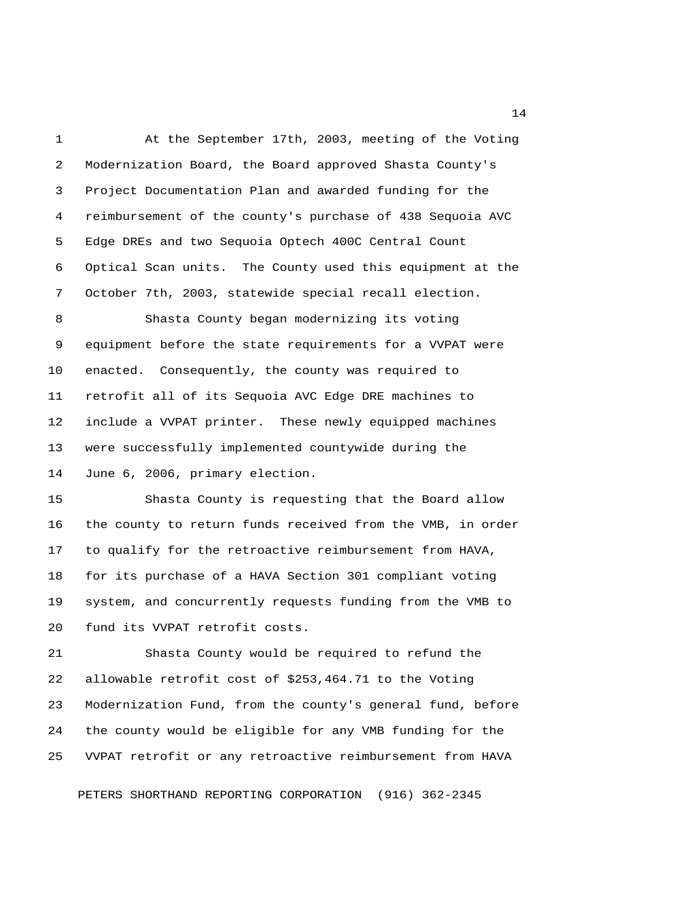At the September 17th, 2003, meeting of the Voting Modernization Board, the Board approved Shasta County's Project Documentation Plan and awarded funding for the reimbursement of the county's purchase of 438 Sequoia AVC Edge DREs and two Sequoia Optech 400C Central Count Optical Scan units. The County used this equipment at the October 7th, 2003, statewide special recall election.

Shasta County began modernizing its voting equipment before the state requirements for a VVPAT were enacted. Consequently, the county was required to retrofit all of its Sequoia AVC Edge DRE machines to include a VVPAT printer. These newly equipped machines were successfully implemented countywide during the June 6, 2006, primary election.

Shasta County is requesting that the Board allow the county to return funds received from the VMB, in order to qualify for the retroactive reimbursement from HAVA, for its purchase of a HAVA Section 301 compliant voting system, and concurrently requests funding from the VMB to fund its VVPAT retrofit costs.

Shasta County would be required to refund the allowable retrofit cost of $253,464.71 to the Voting Modernization Fund, from the county's general fund, before the county would be eligible for any VMB funding for the VVPAT retrofit or any retroactive reimbursement from HAVA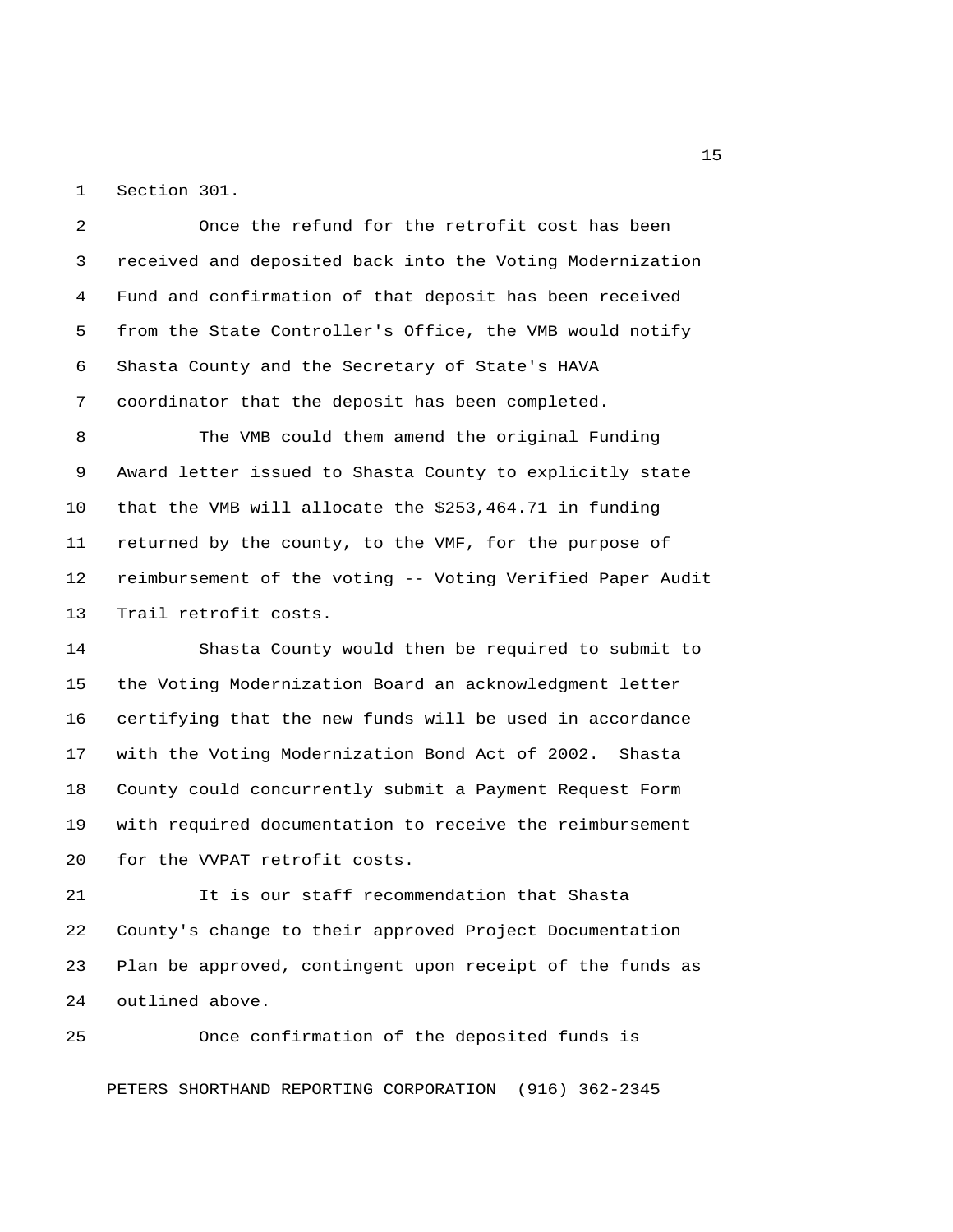Section 301.

Once the refund for the retrofit cost has been received and deposited back into the Voting Modernization Fund and confirmation of that deposit has been received from the State Controller's Office, the VMB would notify Shasta County and the Secretary of State's HAVA coordinator that the deposit has been completed.

The VMB could them amend the original Funding Award letter issued to Shasta County to explicitly state that the VMB will allocate the $253,464.71 in funding returned by the county, to the VMF, for the purpose of reimbursement of the voting -- Voting Verified Paper Audit Trail retrofit costs.

Shasta County would then be required to submit to the Voting Modernization Board an acknowledgment letter certifying that the new funds will be used in accordance with the Voting Modernization Bond Act of 2002. Shasta County could concurrently submit a Payment Request Form with required documentation to receive the reimbursement for the VVPAT retrofit costs.

It is our staff recommendation that Shasta County's change to their approved Project Documentation Plan be approved, contingent upon receipt of the funds as outlined above.

Once confirmation of the deposited funds is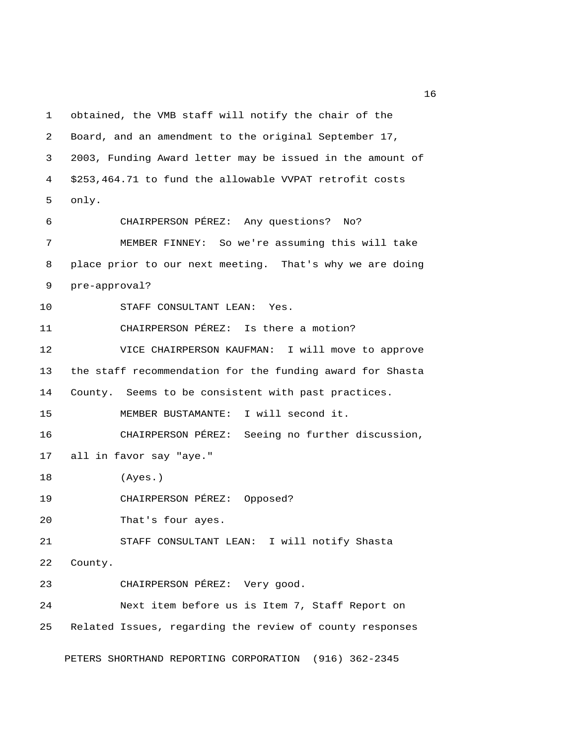obtained, the VMB staff will notify the chair of the Board, and an amendment to the original September 17, 2003, Funding Award letter may be issued in the amount of $253,464.71 to fund the allowable VVPAT retrofit costs only.

CHAIRPERSON PÉREZ: Any questions? No?

MEMBER FINNEY: So we're assuming this will take place prior to our next meeting. That's why we are doing pre-approval?

STAFF CONSULTANT LEAN: Yes.

CHAIRPERSON PÉREZ: Is there a motion?

VICE CHAIRPERSON KAUFMAN: I will move to approve the staff recommendation for the funding award for Shasta County. Seems to be consistent with past practices.

MEMBER BUSTAMANTE: I will second it.

CHAIRPERSON PÉREZ: Seeing no further discussion, all in favor say "aye."

(Ayes.)

CHAIRPERSON PÉREZ: Opposed?

That's four ayes.

STAFF CONSULTANT LEAN: I will notify Shasta County.

CHAIRPERSON PÉREZ: Very good.

Next item before us is Item 7, Staff Report on Related Issues, regarding the review of county responses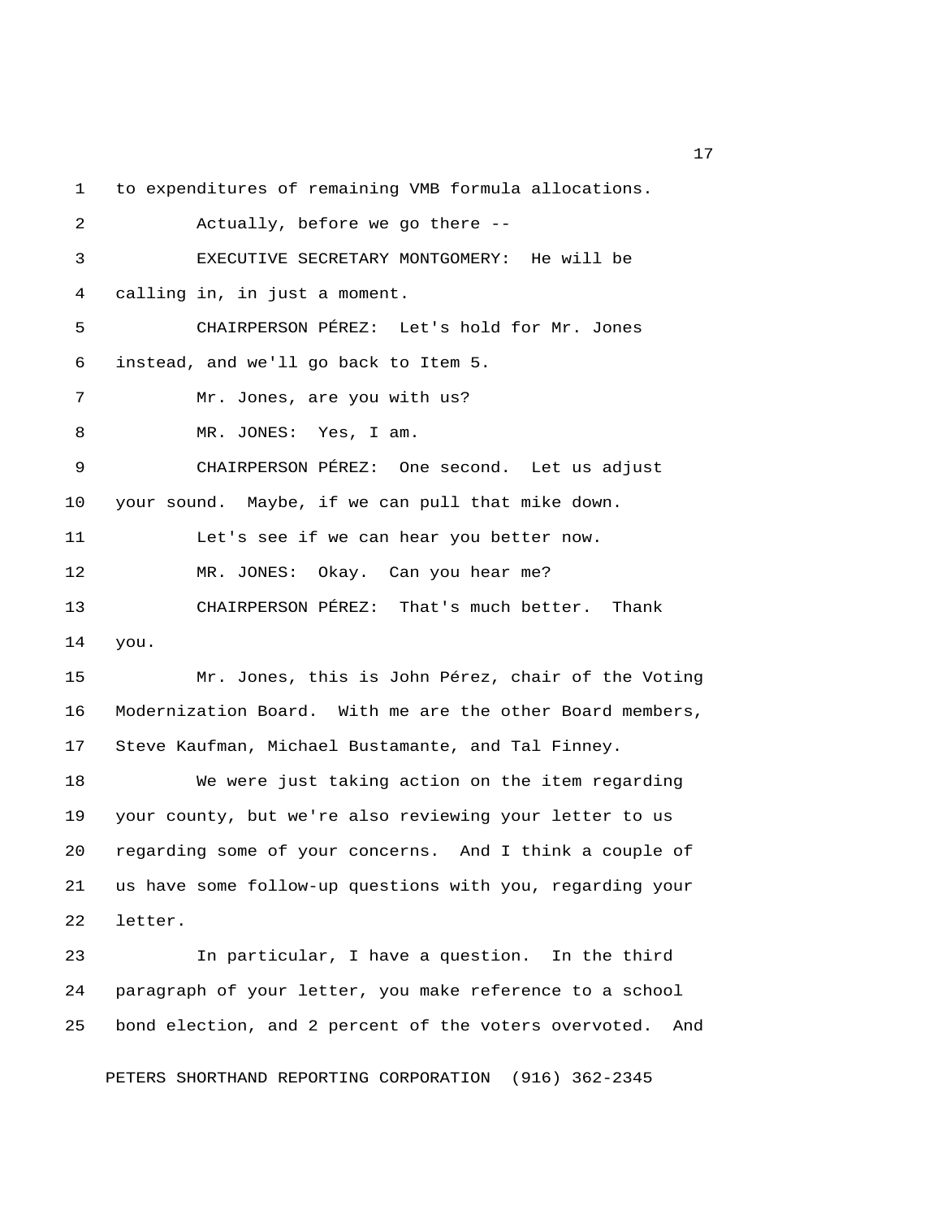to expenditures of remaining VMB formula allocations.

Actually, before we go there --

EXECUTIVE SECRETARY MONTGOMERY: He will be calling in, in just a moment.

CHAIRPERSON PÉREZ: Let's hold for Mr. Jones instead, and we'll go back to Item 5.

Mr. Jones, are you with us?

MR. JONES: Yes, I am.

CHAIRPERSON PÉREZ: One second. Let us adjust your sound. Maybe, if we can pull that mike down.

Let's see if we can hear you better now.

MR. JONES: Okay. Can you hear me?

CHAIRPERSON PÉREZ: That's much better. Thank you.

Mr. Jones, this is John Pérez, chair of the Voting Modernization Board. With me are the other Board members, Steve Kaufman, Michael Bustamante, and Tal Finney.

We were just taking action on the item regarding your county, but we're also reviewing your letter to us regarding some of your concerns. And I think a couple of us have some follow-up questions with you, regarding your letter.

In particular, I have a question. In the third paragraph of your letter, you make reference to a school bond election, and 2 percent of the voters overvoted. And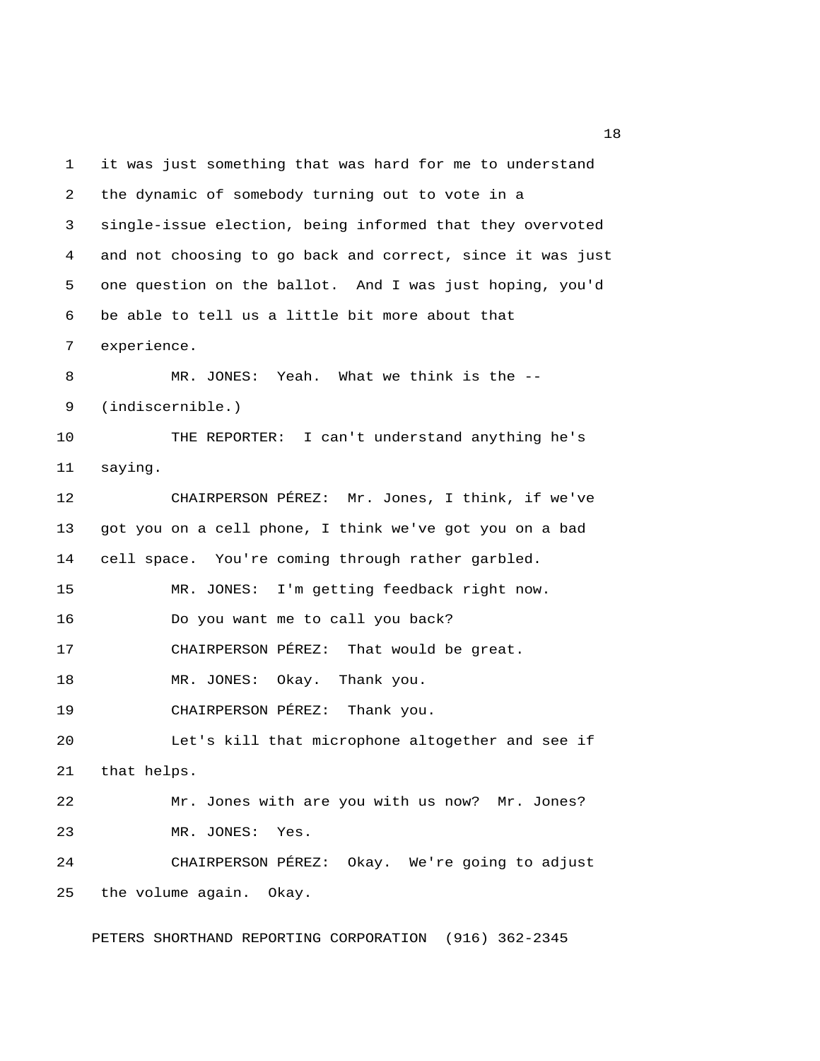it was just something that was hard for me to understand the dynamic of somebody turning out to vote in a single-issue election, being informed that they overvoted and not choosing to go back and correct, since it was just one question on the ballot. And I was just hoping, you'd be able to tell us a little bit more about that experience.

MR. JONES: Yeah. What we think is the -- (indiscernible.)

THE REPORTER: I can't understand anything he's saying.

CHAIRPERSON PÉREZ: Mr. Jones, I think, if we've got you on a cell phone, I think we've got you on a bad cell space. You're coming through rather garbled.

MR. JONES: I'm getting feedback right now.

Do you want me to call you back?

CHAIRPERSON PÉREZ: That would be great.

MR. JONES: Okay. Thank you.

CHAIRPERSON PÉREZ: Thank you.

Let's kill that microphone altogether and see if that helps.

Mr. Jones with are you with us now? Mr. Jones?

MR. JONES: Yes.

CHAIRPERSON PÉREZ: Okay. We're going to adjust the volume again. Okay.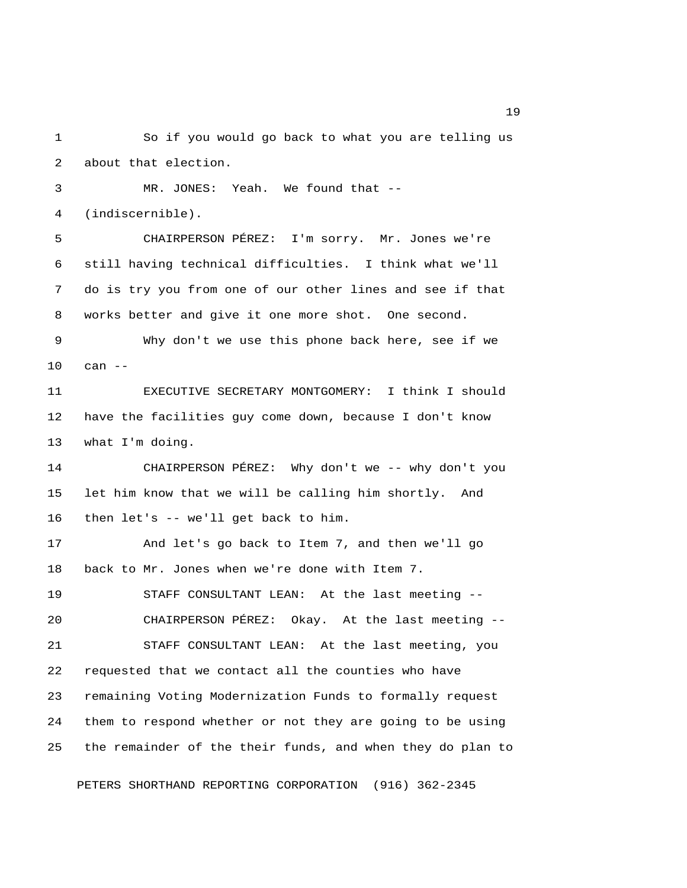So if you would go back to what you are telling us about that election.

MR. JONES: Yeah. We found that -- (indiscernible).

CHAIRPERSON PÉREZ: I'm sorry. Mr. Jones we're still having technical difficulties. I think what we'll do is try you from one of our other lines and see if that works better and give it one more shot. One second.

Why don't we use this phone back here, see if we can --

EXECUTIVE SECRETARY MONTGOMERY: I think I should have the facilities guy come down, because I don't know what I'm doing.

CHAIRPERSON PÉREZ: Why don't we -- why don't you let him know that we will be calling him shortly. And then let's -- we'll get back to him.

And let's go back to Item 7, and then we'll go back to Mr. Jones when we're done with Item 7.

STAFF CONSULTANT LEAN: At the last meeting --

CHAIRPERSON PÉREZ: Okay. At the last meeting --

STAFF CONSULTANT LEAN: At the last meeting, you requested that we contact all the counties who have remaining Voting Modernization Funds to formally request them to respond whether or not they are going to be using the remainder of the their funds, and when they do plan to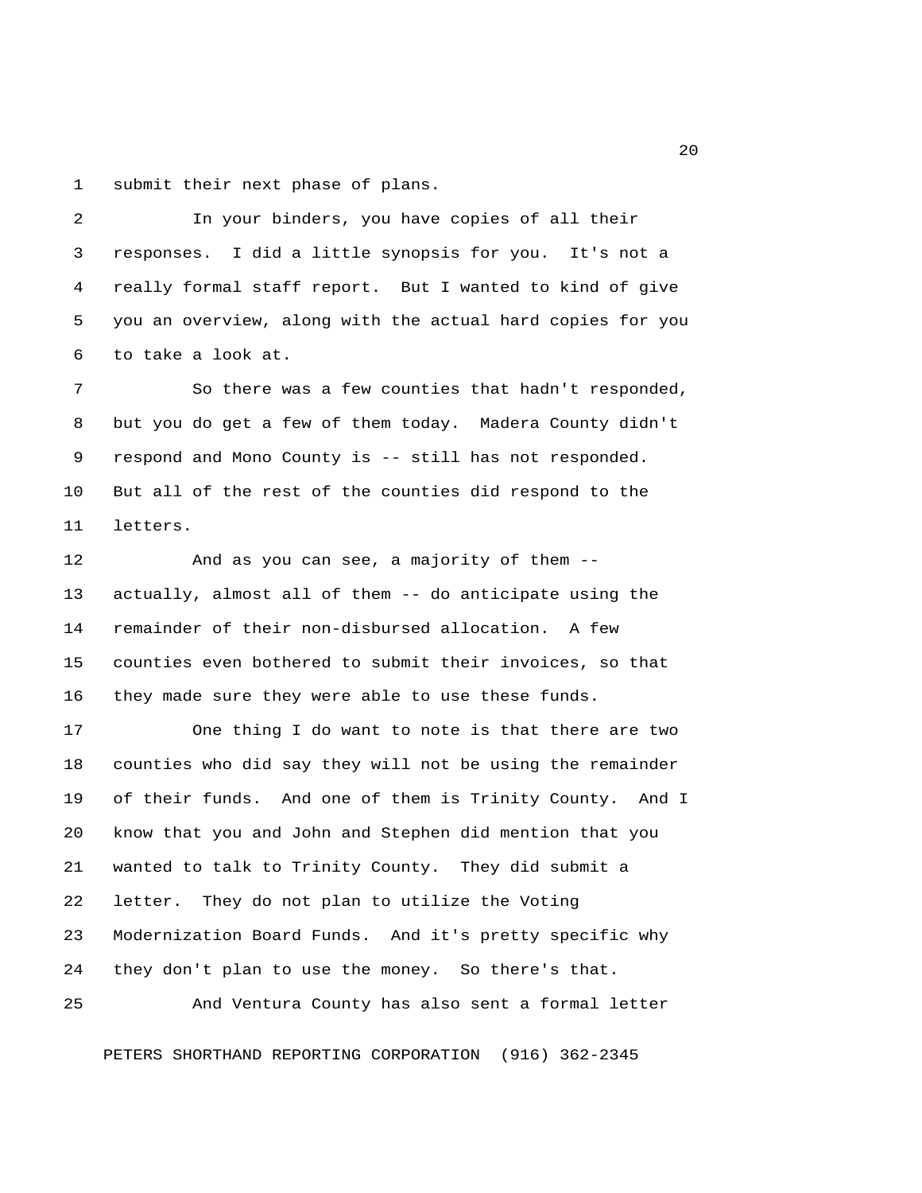submit their next phase of plans.

In your binders, you have copies of all their responses. I did a little synopsis for you. It's not a really formal staff report. But I wanted to kind of give you an overview, along with the actual hard copies for you to take a look at.

So there was a few counties that hadn't responded, but you do get a few of them today. Madera County didn't respond and Mono County is -- still has not responded. But all of the rest of the counties did respond to the letters.

And as you can see, a majority of them -- actually, almost all of them -- do anticipate using the remainder of their non-disbursed allocation. A few counties even bothered to submit their invoices, so that they made sure they were able to use these funds.

One thing I do want to note is that there are two counties who did say they will not be using the remainder of their funds. And one of them is Trinity County. And I know that you and John and Stephen did mention that you wanted to talk to Trinity County. They did submit a letter. They do not plan to utilize the Voting Modernization Board Funds. And it's pretty specific why they don't plan to use the money. So there's that.

And Ventura County has also sent a formal letter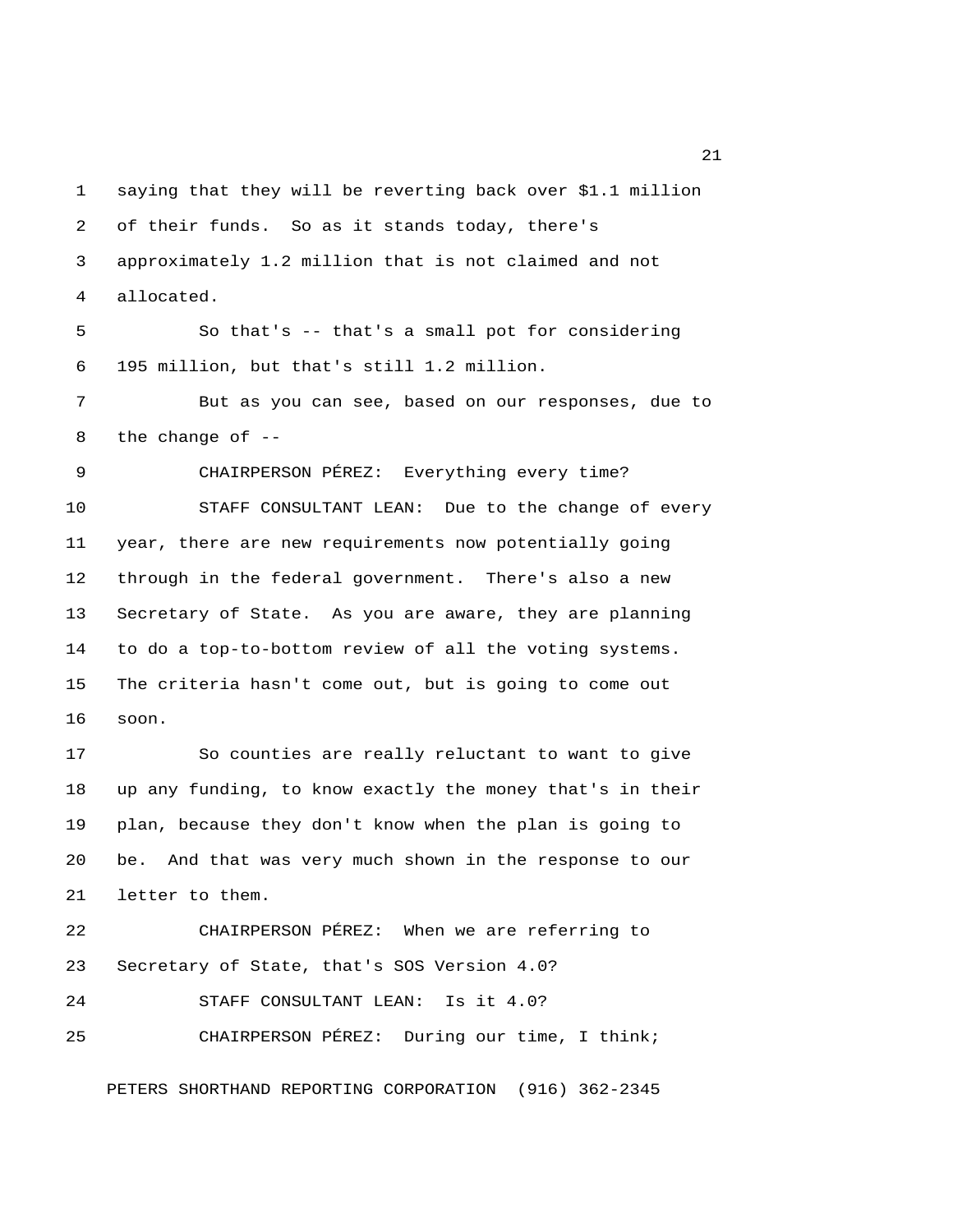saying that they will be reverting back over $1.1 million of their funds. So as it stands today, there's approximately 1.2 million that is not claimed and not allocated.

So that's -- that's a small pot for considering 195 million, but that's still 1.2 million.

But as you can see, based on our responses, due to the change of --

CHAIRPERSON PÉREZ: Everything every time?

STAFF CONSULTANT LEAN: Due to the change of every year, there are new requirements now potentially going through in the federal government. There's also a new Secretary of State. As you are aware, they are planning to do a top-to-bottom review of all the voting systems. The criteria hasn't come out, but is going to come out soon.

So counties are really reluctant to want to give up any funding, to know exactly the money that's in their plan, because they don't know when the plan is going to be. And that was very much shown in the response to our letter to them.

CHAIRPERSON PÉREZ: When we are referring to Secretary of State, that's SOS Version 4.0?

STAFF CONSULTANT LEAN: Is it 4.0?

CHAIRPERSON PÉREZ: During our time, I think;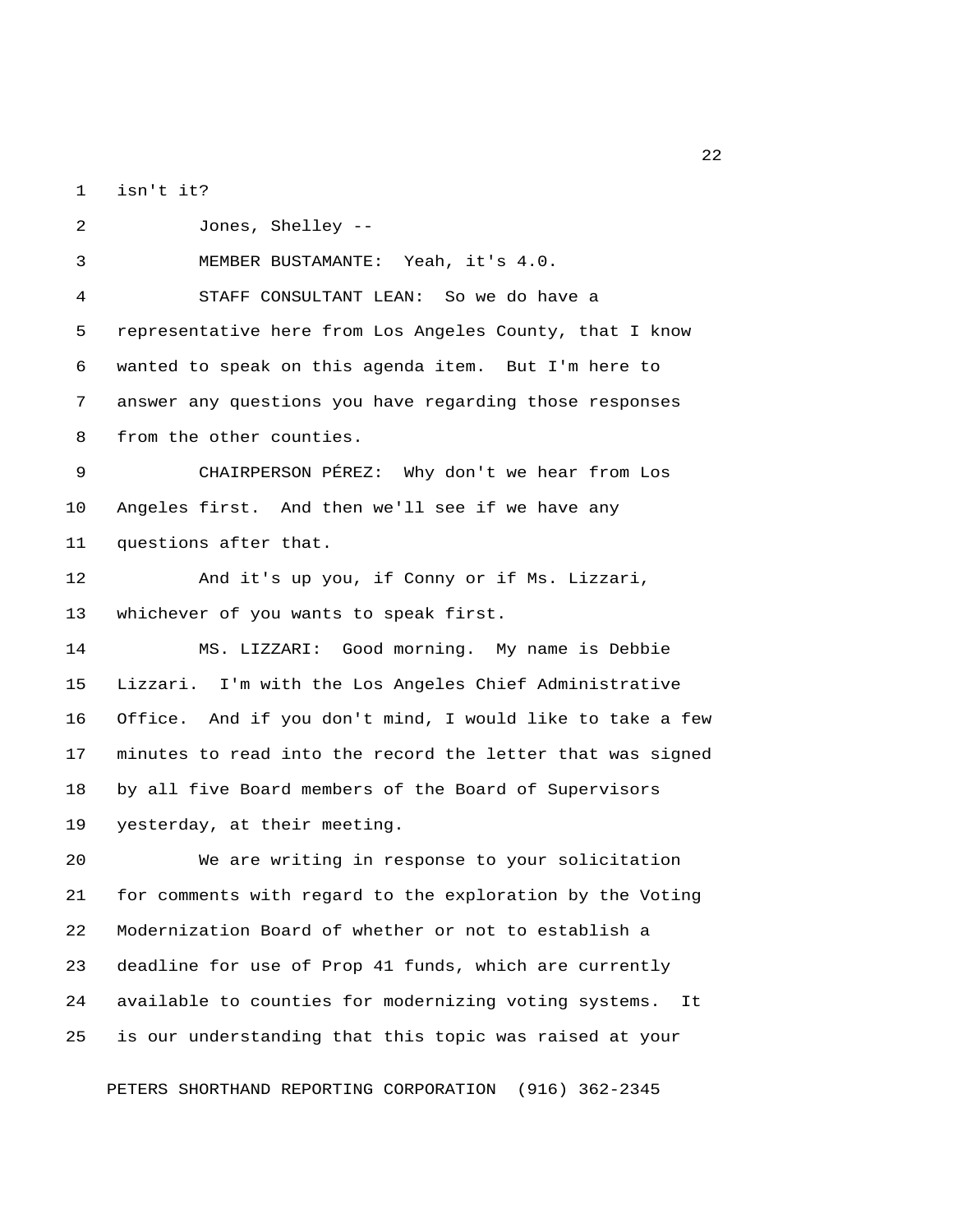isn't it?

Jones, Shelley --

MEMBER BUSTAMANTE: Yeah, it's 4.0.

STAFF CONSULTANT LEAN: So we do have a representative here from Los Angeles County, that I know wanted to speak on this agenda item. But I'm here to answer any questions you have regarding those responses from the other counties.

CHAIRPERSON PÉREZ: Why don't we hear from Los Angeles first. And then we'll see if we have any questions after that.

And it's up you, if Conny or if Ms. Lizzari, whichever of you wants to speak first.

MS. LIZZARI: Good morning. My name is Debbie Lizzari. I'm with the Los Angeles Chief Administrative Office. And if you don't mind, I would like to take a few minutes to read into the record the letter that was signed by all five Board members of the Board of Supervisors yesterday, at their meeting.

We are writing in response to your solicitation for comments with regard to the exploration by the Voting Modernization Board of whether or not to establish a deadline for use of Prop 41 funds, which are currently available to counties for modernizing voting systems. It is our understanding that this topic was raised at your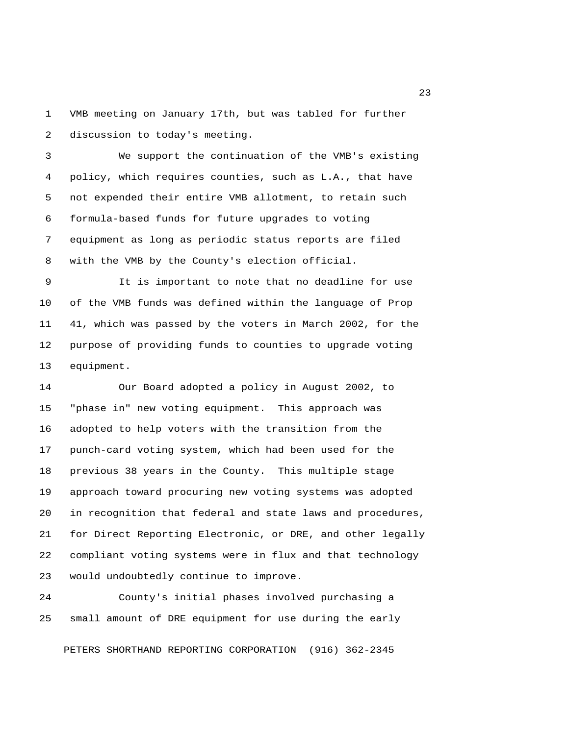VMB meeting on January 17th, but was tabled for further discussion to today's meeting.

We support the continuation of the VMB's existing policy, which requires counties, such as L.A., that have not expended their entire VMB allotment, to retain such formula-based funds for future upgrades to voting equipment as long as periodic status reports are filed with the VMB by the County's election official.

It is important to note that no deadline for use of the VMB funds was defined within the language of Prop 41, which was passed by the voters in March 2002, for the purpose of providing funds to counties to upgrade voting equipment.

Our Board adopted a policy in August 2002, to "phase in" new voting equipment. This approach was adopted to help voters with the transition from the punch-card voting system, which had been used for the previous 38 years in the County. This multiple stage approach toward procuring new voting systems was adopted in recognition that federal and state laws and procedures, for Direct Reporting Electronic, or DRE, and other legally compliant voting systems were in flux and that technology would undoubtedly continue to improve.

County's initial phases involved purchasing a small amount of DRE equipment for use during the early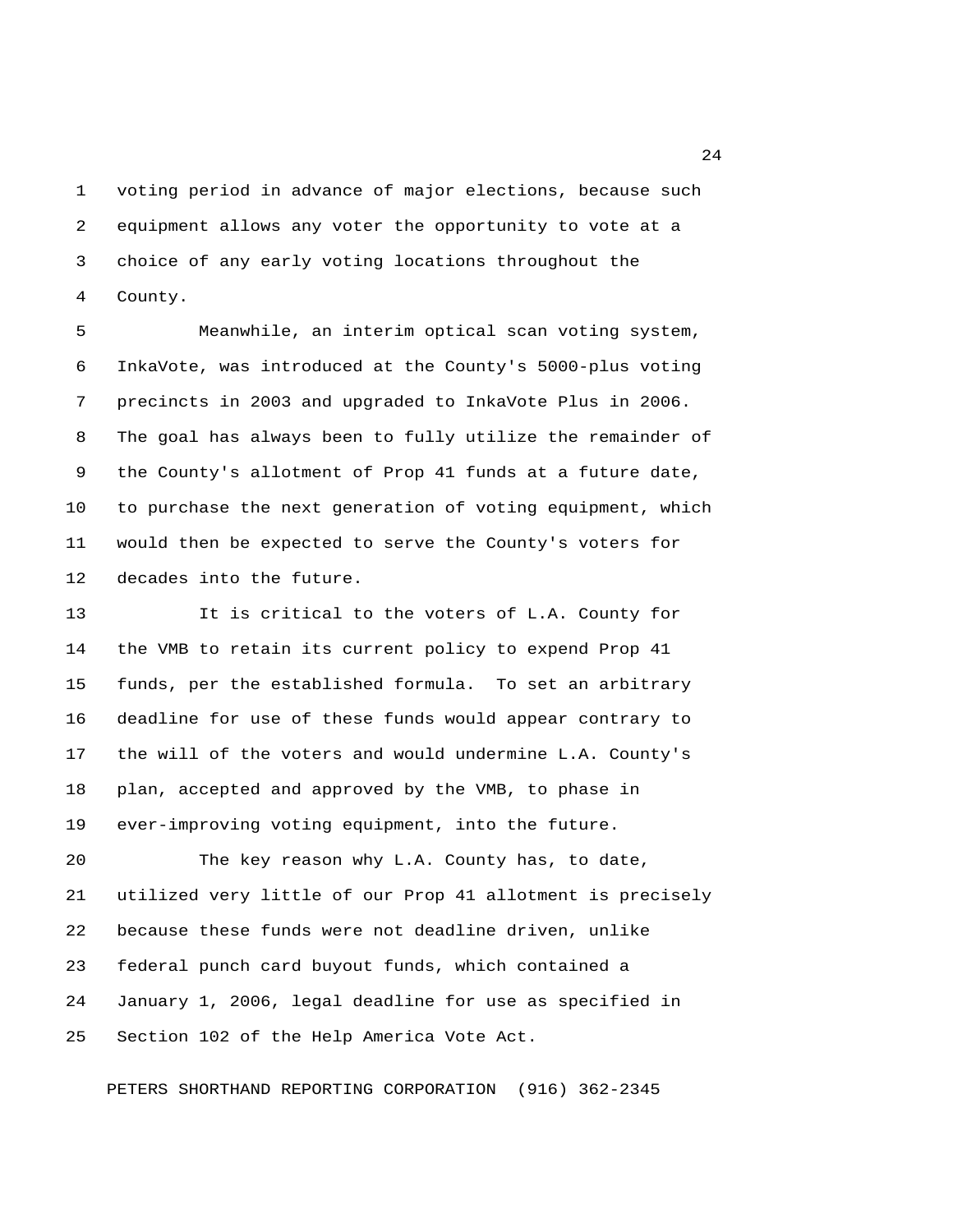voting period in advance of major elections, because such equipment allows any voter the opportunity to vote at a choice of any early voting locations throughout the County.

Meanwhile, an interim optical scan voting system, InkaVote, was introduced at the County's 5000-plus voting precincts in 2003 and upgraded to InkaVote Plus in 2006. The goal has always been to fully utilize the remainder of the County's allotment of Prop 41 funds at a future date, to purchase the next generation of voting equipment, which would then be expected to serve the County's voters for decades into the future.

It is critical to the voters of L.A. County for the VMB to retain its current policy to expend Prop 41 funds, per the established formula. To set an arbitrary deadline for use of these funds would appear contrary to the will of the voters and would undermine L.A. County's plan, accepted and approved by the VMB, to phase in ever-improving voting equipment, into the future.

The key reason why L.A. County has, to date, utilized very little of our Prop 41 allotment is precisely because these funds were not deadline driven, unlike federal punch card buyout funds, which contained a January 1, 2006, legal deadline for use as specified in Section 102 of the Help America Vote Act.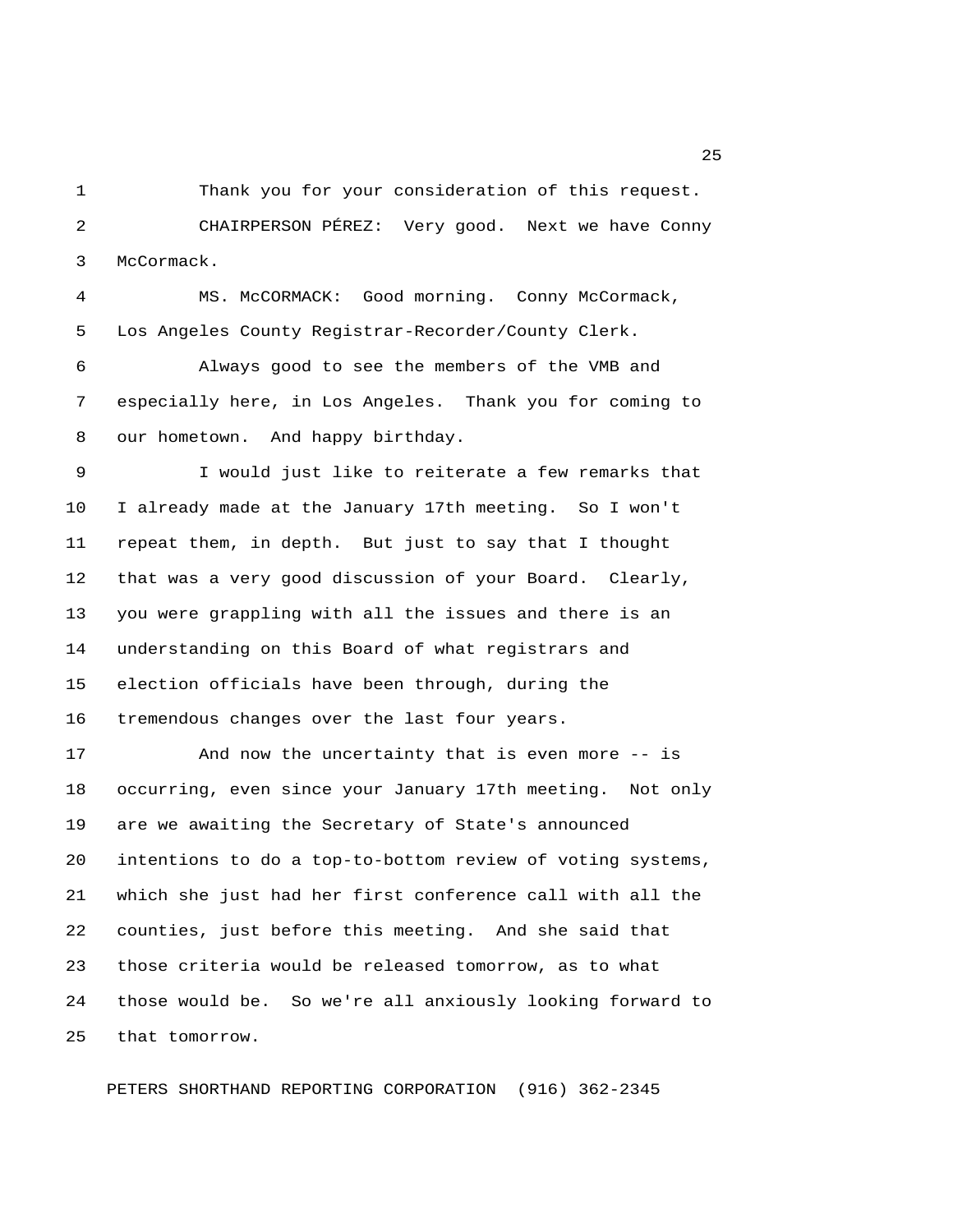Thank you for your consideration of this request.

CHAIRPERSON PÉREZ: Very good. Next we have Conny McCormack.

MS. McCORMACK: Good morning. Conny McCormack, Los Angeles County Registrar-Recorder/County Clerk.

Always good to see the members of the VMB and especially here, in Los Angeles. Thank you for coming to our hometown. And happy birthday.

I would just like to reiterate a few remarks that I already made at the January 17th meeting. So I won't repeat them, in depth. But just to say that I thought that was a very good discussion of your Board. Clearly, you were grappling with all the issues and there is an understanding on this Board of what registrars and election officials have been through, during the tremendous changes over the last four years.

And now the uncertainty that is even more -- is occurring, even since your January 17th meeting. Not only are we awaiting the Secretary of State's announced intentions to do a top-to-bottom review of voting systems, which she just had her first conference call with all the counties, just before this meeting. And she said that those criteria would be released tomorrow, as to what those would be. So we're all anxiously looking forward to that tomorrow.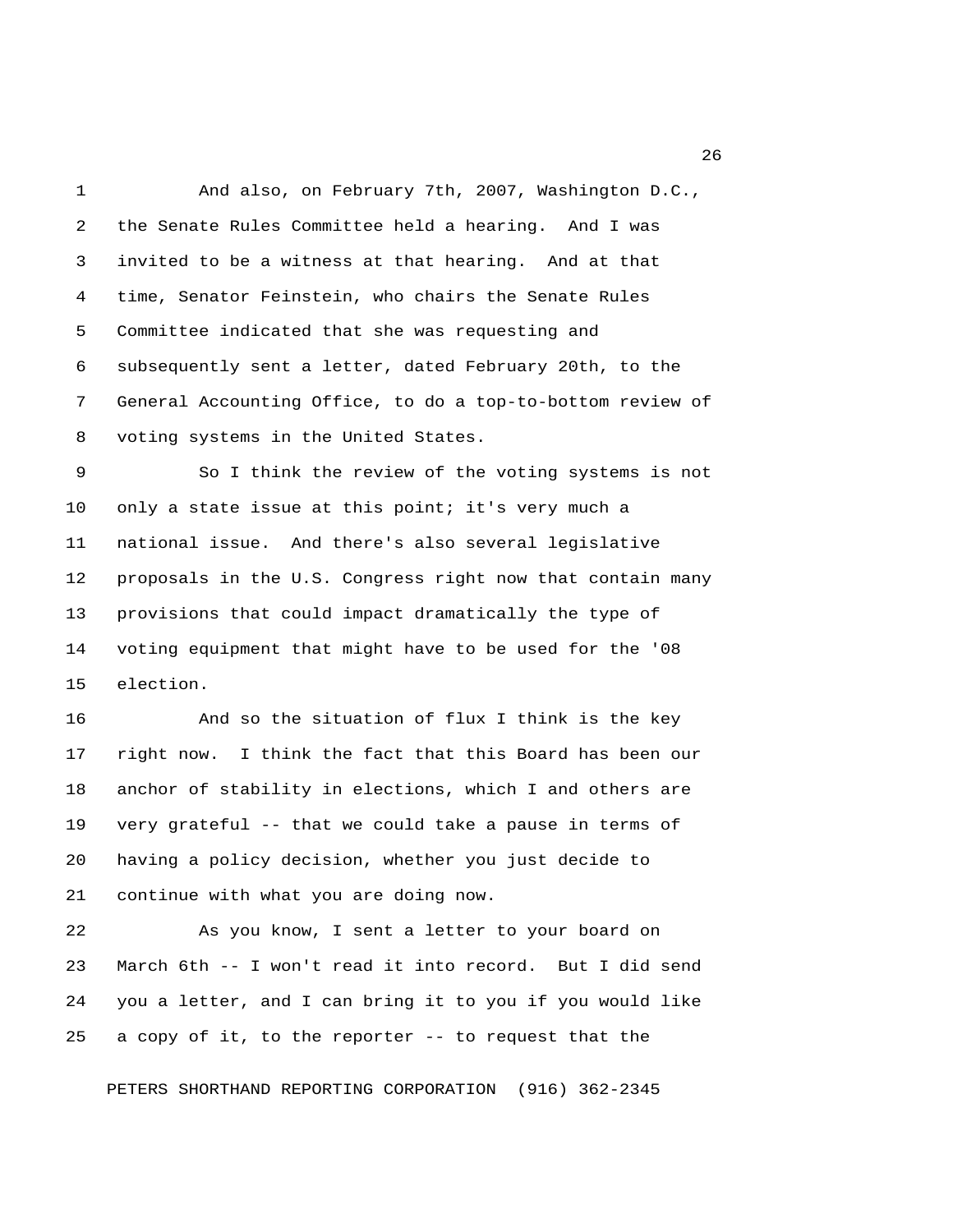And also, on February 7th, 2007, Washington D.C., the Senate Rules Committee held a hearing. And I was invited to be a witness at that hearing. And at that time, Senator Feinstein, who chairs the Senate Rules Committee indicated that she was requesting and subsequently sent a letter, dated February 20th, to the General Accounting Office, to do a top-to-bottom review of voting systems in the United States.

So I think the review of the voting systems is not only a state issue at this point; it's very much a national issue. And there's also several legislative proposals in the U.S. Congress right now that contain many provisions that could impact dramatically the type of voting equipment that might have to be used for the '08 election.

And so the situation of flux I think is the key right now. I think the fact that this Board has been our anchor of stability in elections, which I and others are very grateful -- that we could take a pause in terms of having a policy decision, whether you just decide to continue with what you are doing now.

As you know, I sent a letter to your board on March 6th -- I won't read it into record. But I did send you a letter, and I can bring it to you if you would like a copy of it, to the reporter -- to request that the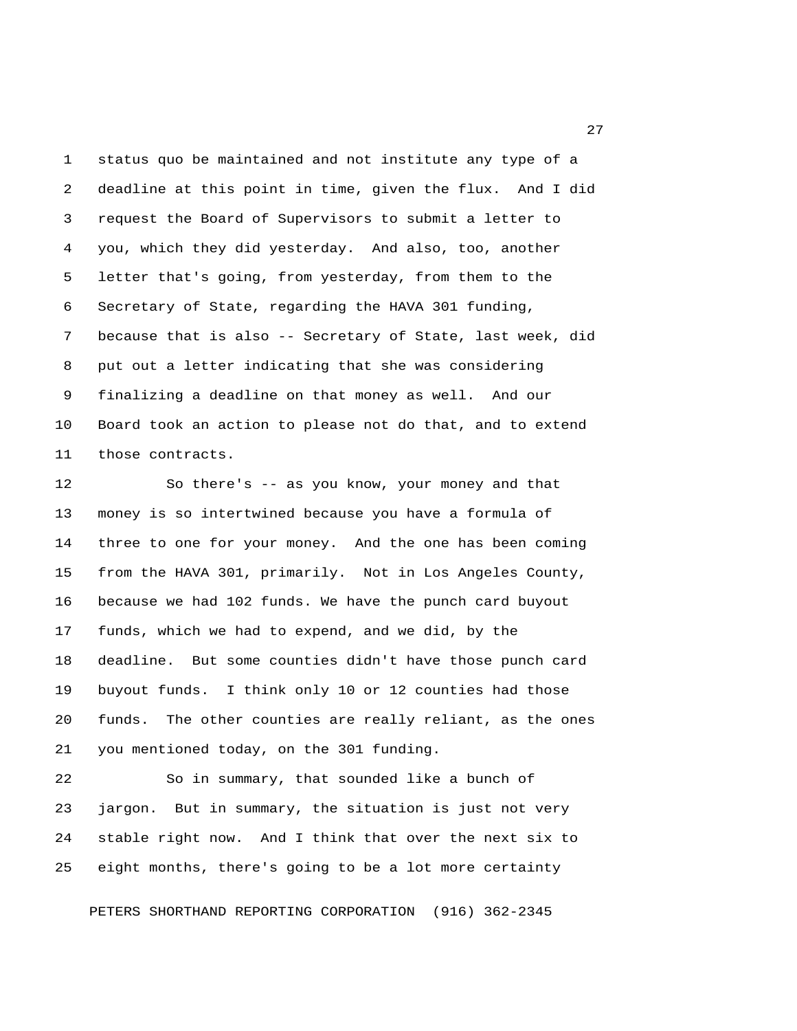status quo be maintained and not institute any type of a deadline at this point in time, given the flux. And I did request the Board of Supervisors to submit a letter to you, which they did yesterday. And also, too, another letter that's going, from yesterday, from them to the Secretary of State, regarding the HAVA 301 funding, because that is also -- Secretary of State, last week, did put out a letter indicating that she was considering finalizing a deadline on that money as well. And our Board took an action to please not do that, and to extend those contracts.

So there's -- as you know, your money and that money is so intertwined because you have a formula of three to one for your money. And the one has been coming from the HAVA 301, primarily. Not in Los Angeles County, because we had 102 funds. We have the punch card buyout funds, which we had to expend, and we did, by the deadline. But some counties didn't have those punch card buyout funds. I think only 10 or 12 counties had those funds. The other counties are really reliant, as the ones you mentioned today, on the 301 funding.

So in summary, that sounded like a bunch of jargon. But in summary, the situation is just not very stable right now. And I think that over the next six to eight months, there's going to be a lot more certainty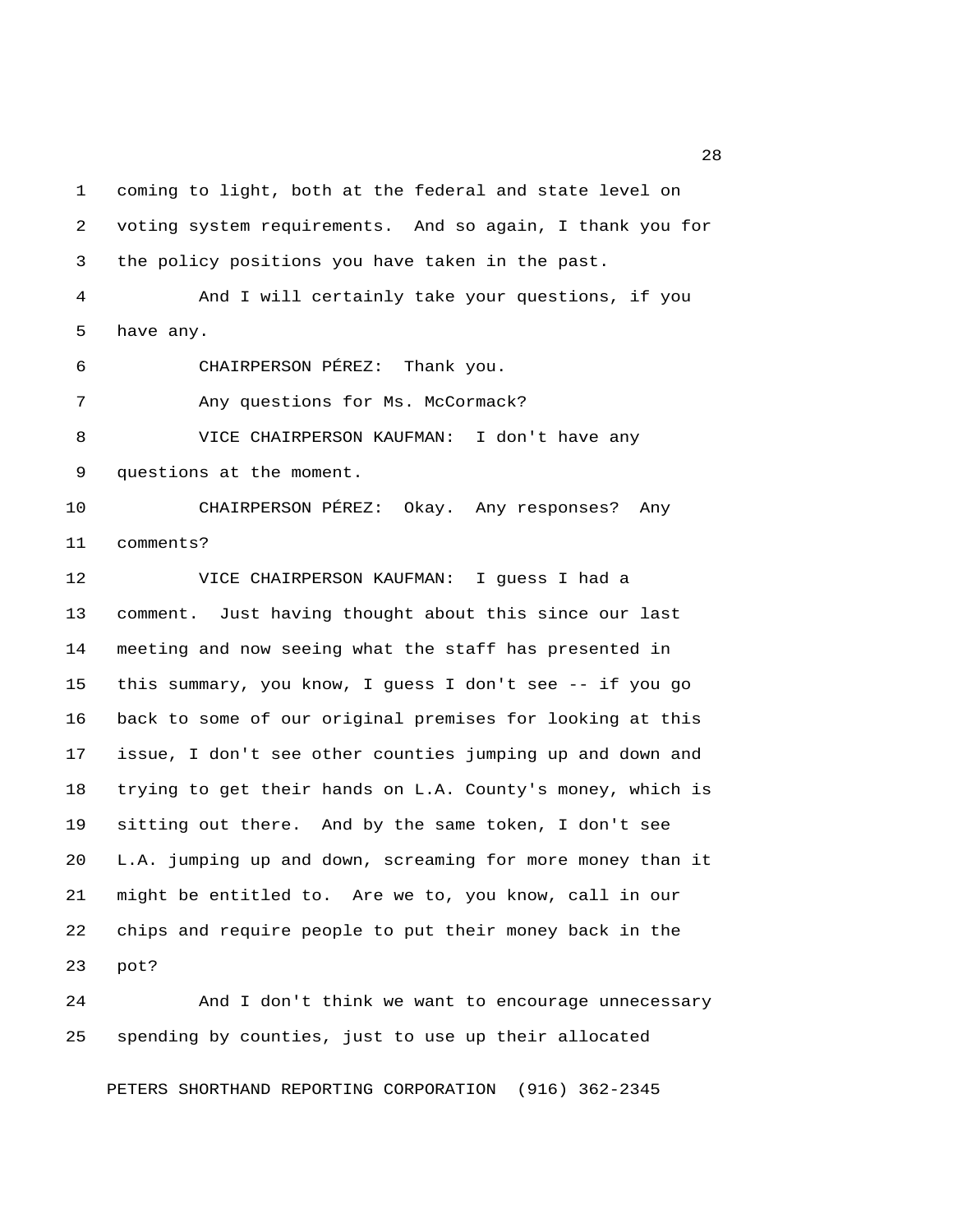coming to light, both at the federal and state level on voting system requirements. And so again, I thank you for the policy positions you have taken in the past.

And I will certainly take your questions, if you have any.

CHAIRPERSON PÉREZ: Thank you.

Any questions for Ms. McCormack?

VICE CHAIRPERSON KAUFMAN: I don't have any questions at the moment.

CHAIRPERSON PÉREZ: Okay. Any responses? Any comments?

VICE CHAIRPERSON KAUFMAN: I guess I had a comment. Just having thought about this since our last meeting and now seeing what the staff has presented in this summary, you know, I guess I don't see -- if you go back to some of our original premises for looking at this issue, I don't see other counties jumping up and down and trying to get their hands on L.A. County's money, which is sitting out there. And by the same token, I don't see L.A. jumping up and down, screaming for more money than it might be entitled to. Are we to, you know, call in our chips and require people to put their money back in the pot?

And I don't think we want to encourage unnecessary spending by counties, just to use up their allocated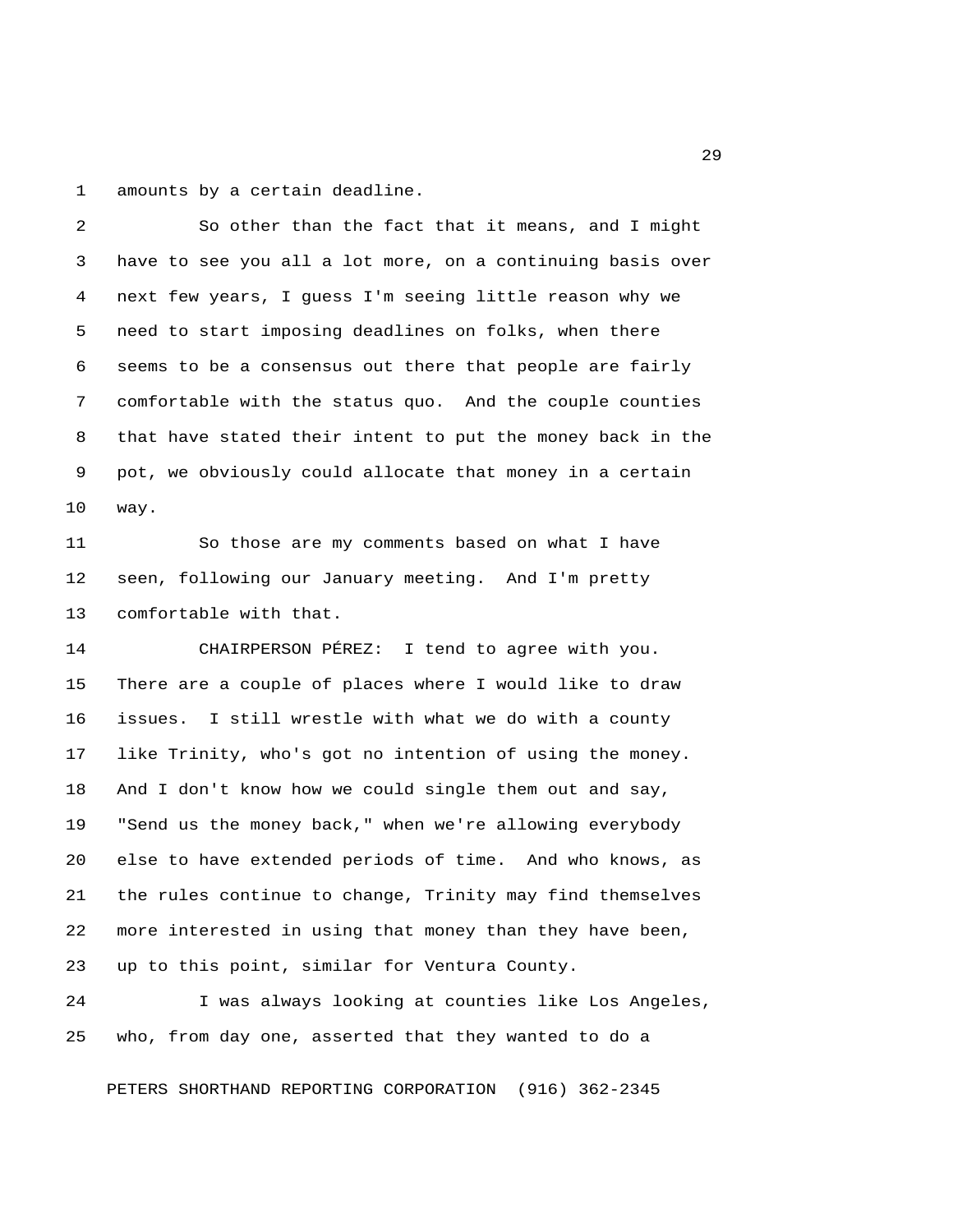amounts by a certain deadline.

So other than the fact that it means, and I might have to see you all a lot more, on a continuing basis over next few years, I guess I'm seeing little reason why we need to start imposing deadlines on folks, when there seems to be a consensus out there that people are fairly comfortable with the status quo. And the couple counties that have stated their intent to put the money back in the pot, we obviously could allocate that money in a certain way.

So those are my comments based on what I have seen, following our January meeting. And I'm pretty comfortable with that.

CHAIRPERSON PÉREZ: I tend to agree with you. There are a couple of places where I would like to draw issues. I still wrestle with what we do with a county like Trinity, who's got no intention of using the money. And I don't know how we could single them out and say, "Send us the money back," when we're allowing everybody else to have extended periods of time. And who knows, as the rules continue to change, Trinity may find themselves more interested in using that money than they have been, up to this point, similar for Ventura County.

I was always looking at counties like Los Angeles, who, from day one, asserted that they wanted to do a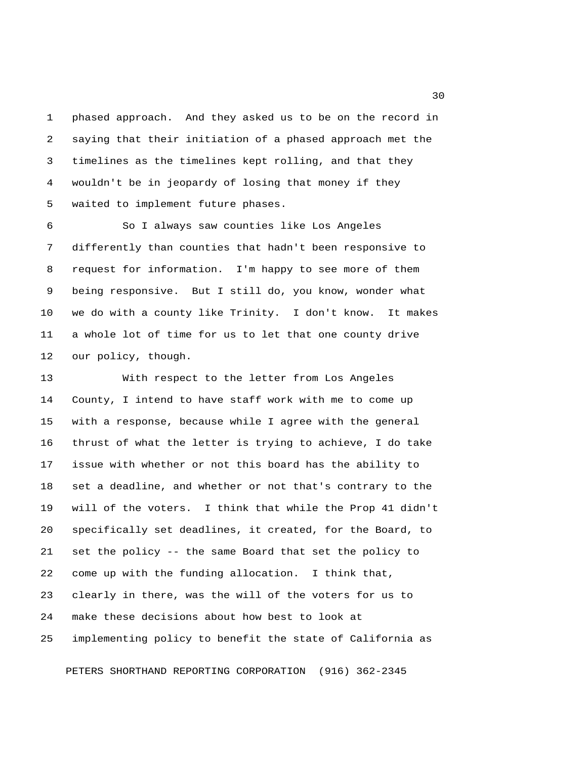phased approach. And they asked us to be on the record in saying that their initiation of a phased approach met the timelines as the timelines kept rolling, and that they wouldn't be in jeopardy of losing that money if they waited to implement future phases.

So I always saw counties like Los Angeles differently than counties that hadn't been responsive to request for information. I'm happy to see more of them being responsive. But I still do, you know, wonder what we do with a county like Trinity. I don't know. It makes a whole lot of time for us to let that one county drive our policy, though.

With respect to the letter from Los Angeles County, I intend to have staff work with me to come up with a response, because while I agree with the general thrust of what the letter is trying to achieve, I do take issue with whether or not this board has the ability to set a deadline, and whether or not that's contrary to the will of the voters. I think that while the Prop 41 didn't specifically set deadlines, it created, for the Board, to set the policy -- the same Board that set the policy to come up with the funding allocation. I think that, clearly in there, was the will of the voters for us to make these decisions about how best to look at implementing policy to benefit the state of California as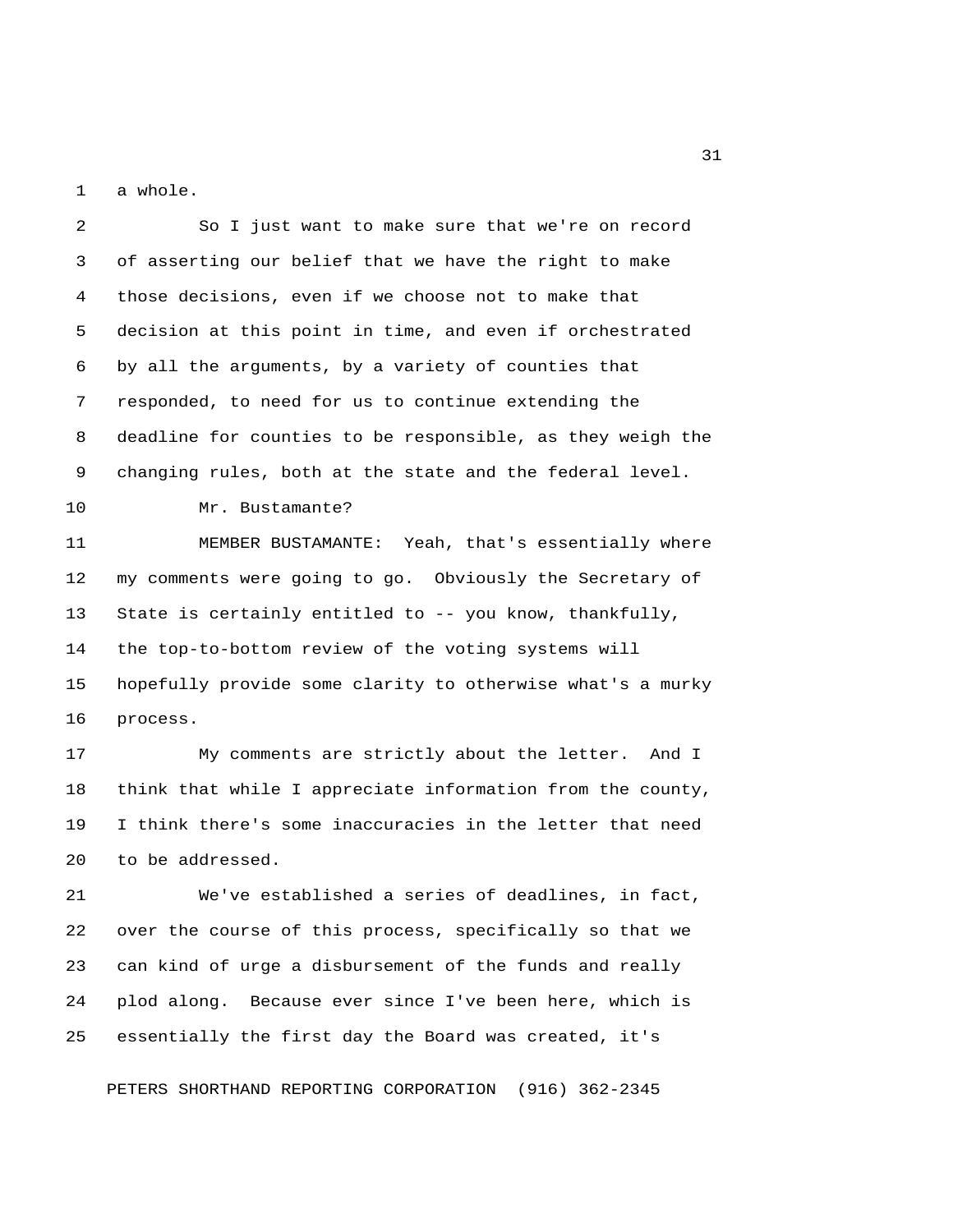a whole.

So I just want to make sure that we're on record of asserting our belief that we have the right to make those decisions, even if we choose not to make that decision at this point in time, and even if orchestrated by all the arguments, by a variety of counties that responded, to need for us to continue extending the deadline for counties to be responsible, as they weigh the changing rules, both at the state and the federal level.

Mr. Bustamante?

MEMBER BUSTAMANTE: Yeah, that's essentially where my comments were going to go. Obviously the Secretary of State is certainly entitled to -- you know, thankfully, the top-to-bottom review of the voting systems will hopefully provide some clarity to otherwise what's a murky process.

My comments are strictly about the letter. And I think that while I appreciate information from the county, I think there's some inaccuracies in the letter that need to be addressed.

We've established a series of deadlines, in fact, over the course of this process, specifically so that we can kind of urge a disbursement of the funds and really plod along. Because ever since I've been here, which is essentially the first day the Board was created, it's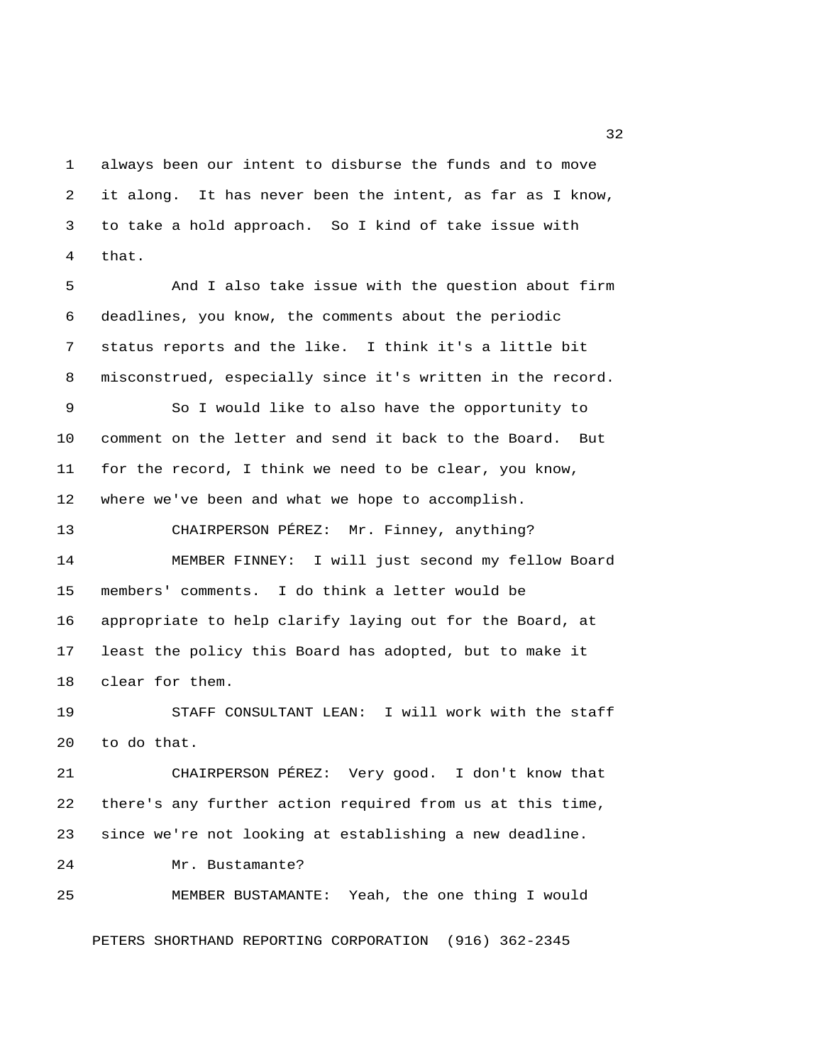always been our intent to disburse the funds and to move it along. It has never been the intent, as far as I know, to take a hold approach. So I kind of take issue with that.

And I also take issue with the question about firm deadlines, you know, the comments about the periodic status reports and the like. I think it's a little bit misconstrued, especially since it's written in the record.

So I would like to also have the opportunity to comment on the letter and send it back to the Board. But for the record, I think we need to be clear, you know, where we've been and what we hope to accomplish.

CHAIRPERSON PÉREZ: Mr. Finney, anything?

MEMBER FINNEY: I will just second my fellow Board members' comments. I do think a letter would be appropriate to help clarify laying out for the Board, at least the policy this Board has adopted, but to make it clear for them.

STAFF CONSULTANT LEAN: I will work with the staff to do that.

CHAIRPERSON PÉREZ: Very good. I don't know that there's any further action required from us at this time, since we're not looking at establishing a new deadline.

Mr. Bustamante?

MEMBER BUSTAMANTE: Yeah, the one thing I would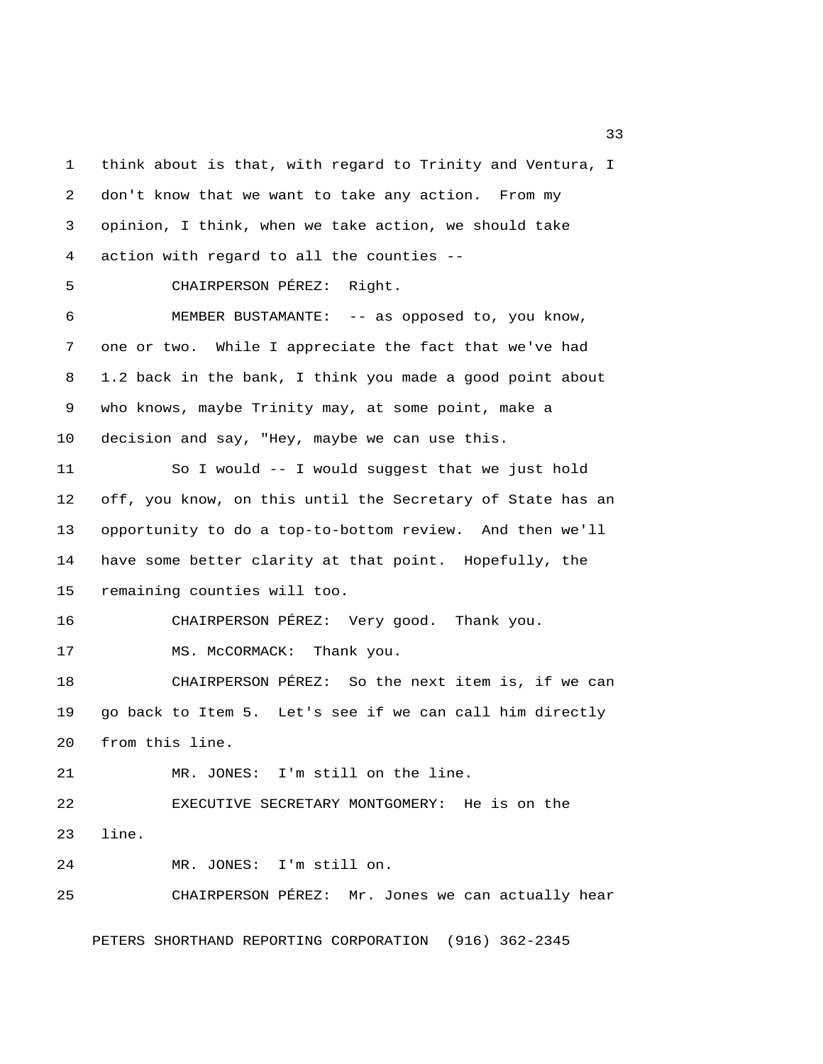think about is that, with regard to Trinity and Ventura, I don't know that we want to take any action. From my opinion, I think, when we take action, we should take action with regard to all the counties --

CHAIRPERSON PÉREZ: Right.

MEMBER BUSTAMANTE: -- as opposed to, you know, one or two. While I appreciate the fact that we've had 1.2 back in the bank, I think you made a good point about who knows, maybe Trinity may, at some point, make a decision and say, "Hey, maybe we can use this.

So I would -- I would suggest that we just hold off, you know, on this until the Secretary of State has an opportunity to do a top-to-bottom review. And then we'll have some better clarity at that point. Hopefully, the remaining counties will too.

CHAIRPERSON PÉREZ: Very good. Thank you.

MS. McCORMACK: Thank you.

CHAIRPERSON PÉREZ: So the next item is, if we can go back to Item 5. Let's see if we can call him directly from this line.

MR. JONES: I'm still on the line.

EXECUTIVE SECRETARY MONTGOMERY: He is on the line.

MR. JONES: I'm still on.

CHAIRPERSON PÉREZ: Mr. Jones we can actually hear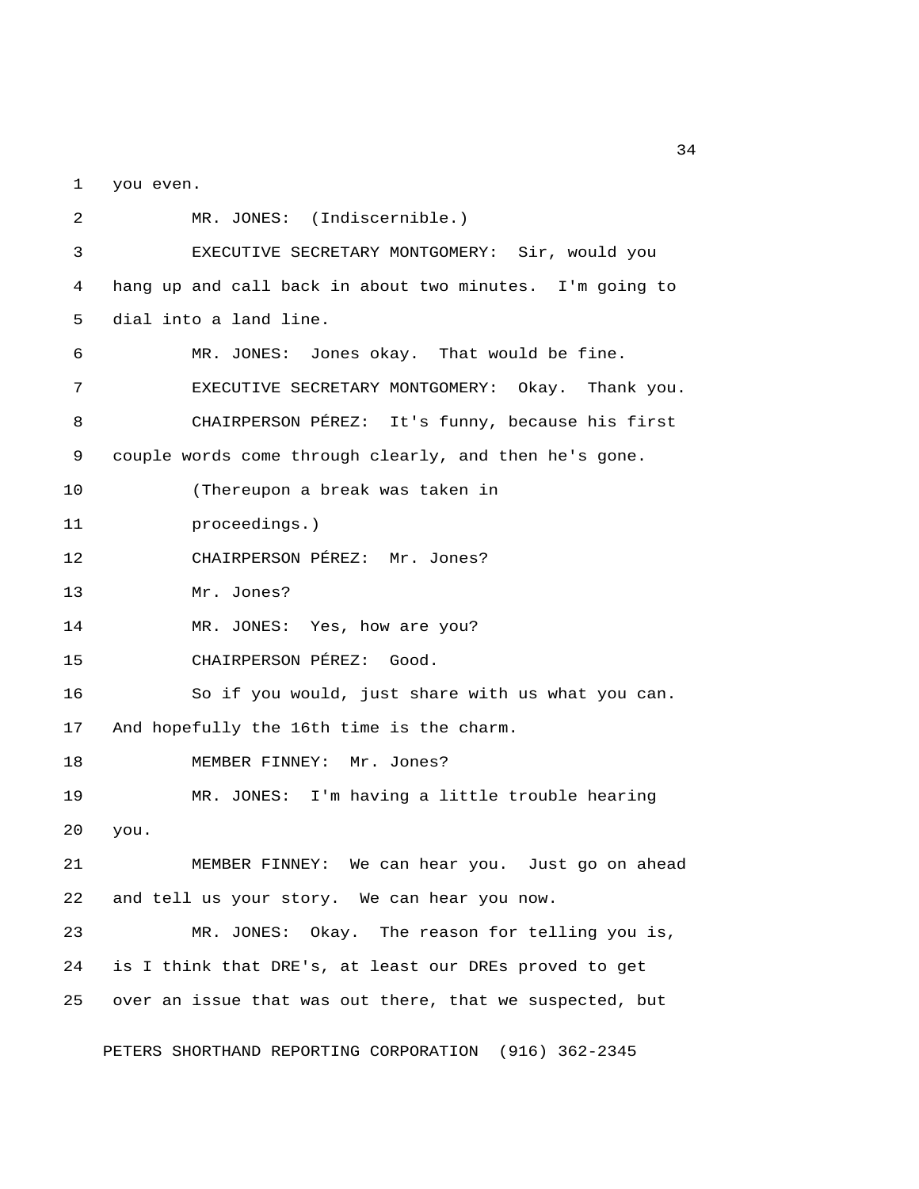you even.

MR. JONES: (Indiscernible.)

EXECUTIVE SECRETARY MONTGOMERY: Sir, would you hang up and call back in about two minutes. I'm going to dial into a land line.

MR. JONES: Jones okay. That would be fine.

EXECUTIVE SECRETARY MONTGOMERY: Okay. Thank you.

CHAIRPERSON PÉREZ: It's funny, because his first couple words come through clearly, and then he's gone.

(Thereupon a break was taken in proceedings.)

CHAIRPERSON PÉREZ: Mr. Jones?

Mr. Jones?

MR. JONES: Yes, how are you?

CHAIRPERSON PÉREZ: Good.

So if you would, just share with us what you can. And hopefully the 16th time is the charm.

MEMBER FINNEY: Mr. Jones?

MR. JONES: I'm having a little trouble hearing you.

MEMBER FINNEY: We can hear you. Just go on ahead and tell us your story. We can hear you now.

MR. JONES: Okay. The reason for telling you is, is I think that DRE's, at least our DREs proved to get over an issue that was out there, that we suspected, but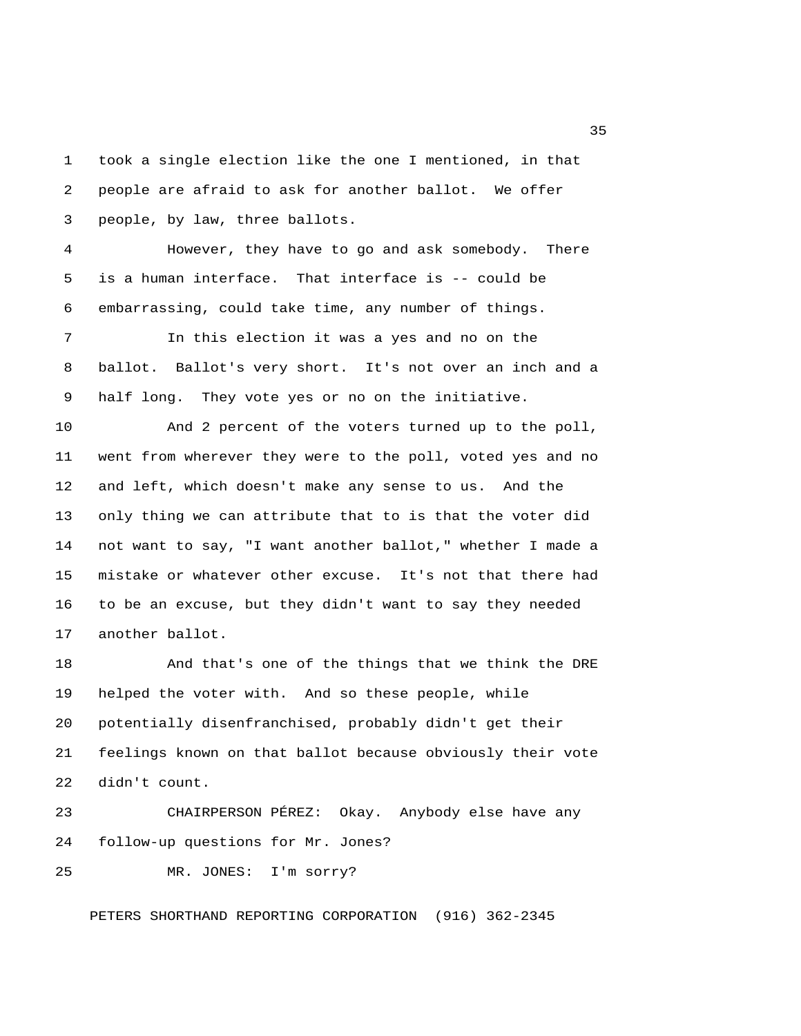took a single election like the one I mentioned, in that people are afraid to ask for another ballot. We offer people, by law, three ballots.

However, they have to go and ask somebody. There is a human interface. That interface is -- could be embarrassing, could take time, any number of things.

In this election it was a yes and no on the ballot. Ballot's very short. It's not over an inch and a half long. They vote yes or no on the initiative.

And 2 percent of the voters turned up to the poll, went from wherever they were to the poll, voted yes and no and left, which doesn't make any sense to us. And the only thing we can attribute that to is that the voter did not want to say, "I want another ballot," whether I made a mistake or whatever other excuse. It's not that there had to be an excuse, but they didn't want to say they needed another ballot.

And that's one of the things that we think the DRE helped the voter with. And so these people, while potentially disenfranchised, probably didn't get their feelings known on that ballot because obviously their vote didn't count.

CHAIRPERSON PÉREZ: Okay. Anybody else have any follow-up questions for Mr. Jones?

MR. JONES: I'm sorry?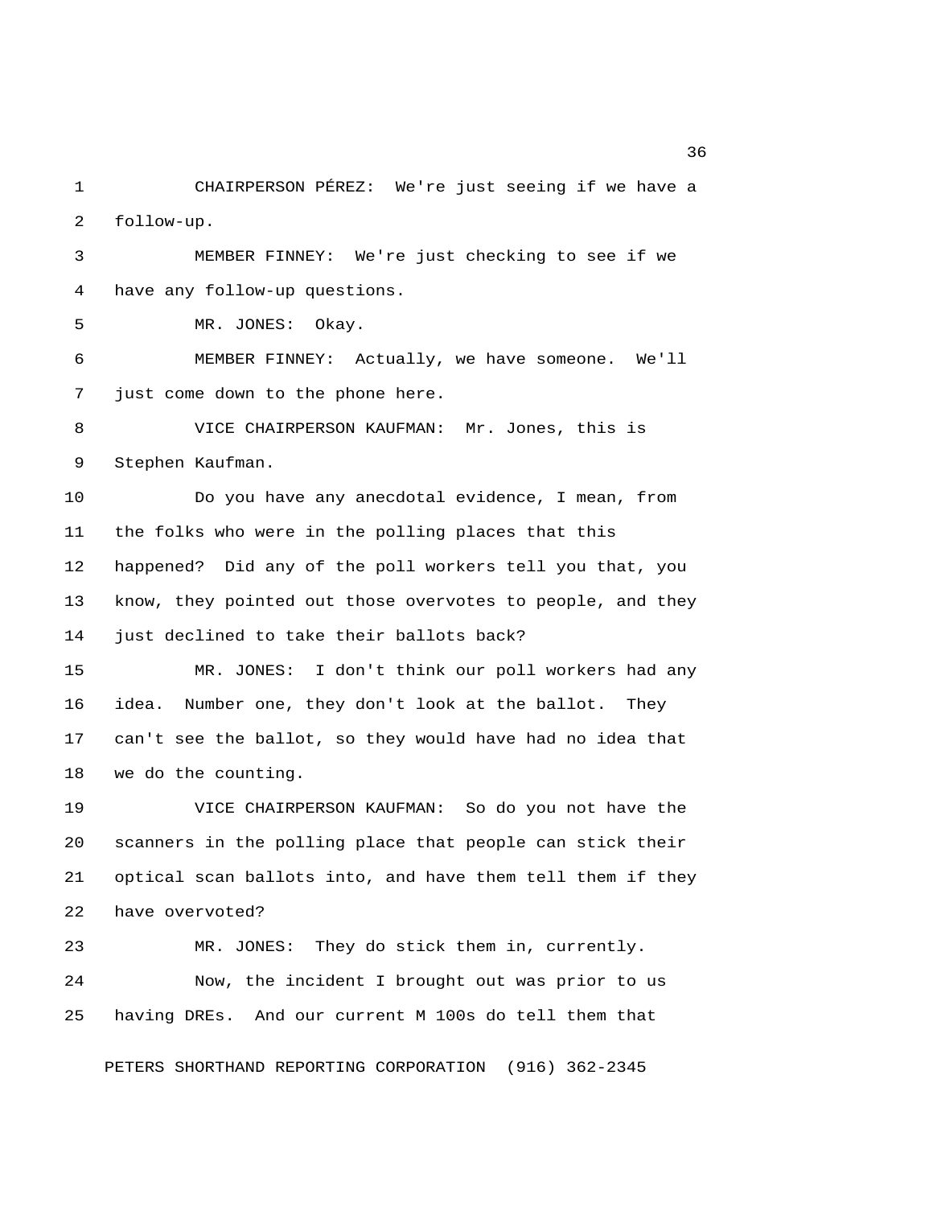CHAIRPERSON PÉREZ: We're just seeing if we have a follow-up.

MEMBER FINNEY: We're just checking to see if we have any follow-up questions.

MR. JONES: Okay.

MEMBER FINNEY: Actually, we have someone. We'll just come down to the phone here.

VICE CHAIRPERSON KAUFMAN: Mr. Jones, this is Stephen Kaufman.

Do you have any anecdotal evidence, I mean, from the folks who were in the polling places that this happened? Did any of the poll workers tell you that, you know, they pointed out those overvotes to people, and they just declined to take their ballots back?

MR. JONES: I don't think our poll workers had any idea. Number one, they don't look at the ballot. They can't see the ballot, so they would have had no idea that we do the counting.

VICE CHAIRPERSON KAUFMAN: So do you not have the scanners in the polling place that people can stick their optical scan ballots into, and have them tell them if they have overvoted?

MR. JONES: They do stick them in, currently.

Now, the incident I brought out was prior to us having DREs. And our current M 100s do tell them that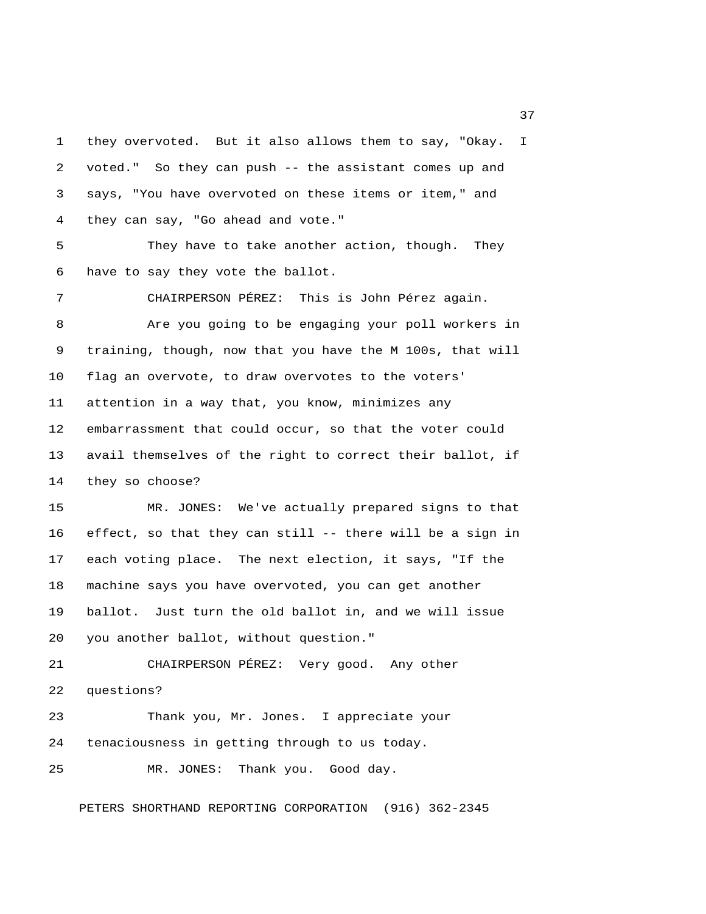they overvoted. But it also allows them to say, "Okay. I voted." So they can push -- the assistant comes up and says, "You have overvoted on these items or item," and they can say, "Go ahead and vote."

They have to take another action, though. They have to say they vote the ballot.

CHAIRPERSON PÉREZ: This is John Pérez again.

Are you going to be engaging your poll workers in training, though, now that you have the M 100s, that will flag an overvote, to draw overvotes to the voters' attention in a way that, you know, minimizes any embarrassment that could occur, so that the voter could avail themselves of the right to correct their ballot, if they so choose?

MR. JONES: We've actually prepared signs to that effect, so that they can still -- there will be a sign in each voting place. The next election, it says, "If the machine says you have overvoted, you can get another ballot. Just turn the old ballot in, and we will issue you another ballot, without question."

CHAIRPERSON PÉREZ: Very good. Any other questions?

Thank you, Mr. Jones. I appreciate your tenaciousness in getting through to us today.

MR. JONES: Thank you. Good day.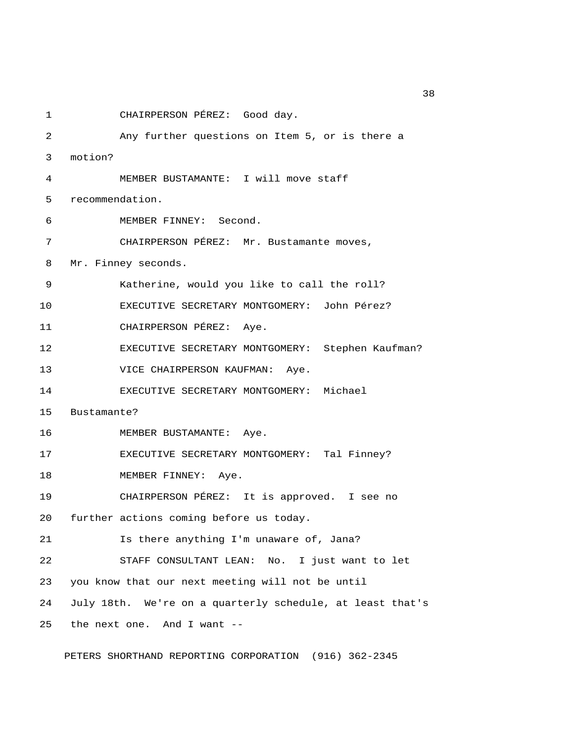CHAIRPERSON PÉREZ: Good day.

Any further questions on Item 5, or is there a motion?

MEMBER BUSTAMANTE: I will move staff recommendation.

MEMBER FINNEY: Second.

CHAIRPERSON PÉREZ: Mr. Bustamante moves, Mr. Finney seconds.

Katherine, would you like to call the roll?

EXECUTIVE SECRETARY MONTGOMERY: John Pérez?

CHAIRPERSON PÉREZ: Aye.

EXECUTIVE SECRETARY MONTGOMERY: Stephen Kaufman?

VICE CHAIRPERSON KAUFMAN: Aye.

EXECUTIVE SECRETARY MONTGOMERY: Michael Bustamante?

MEMBER BUSTAMANTE: Aye.

EXECUTIVE SECRETARY MONTGOMERY: Tal Finney?

MEMBER FINNEY: Aye.

CHAIRPERSON PÉREZ: It is approved. I see no further actions coming before us today.

Is there anything I'm unaware of, Jana?

STAFF CONSULTANT LEAN: No. I just want to let you know that our next meeting will not be until July 18th. We're on a quarterly schedule, at least that's the next one. And I want --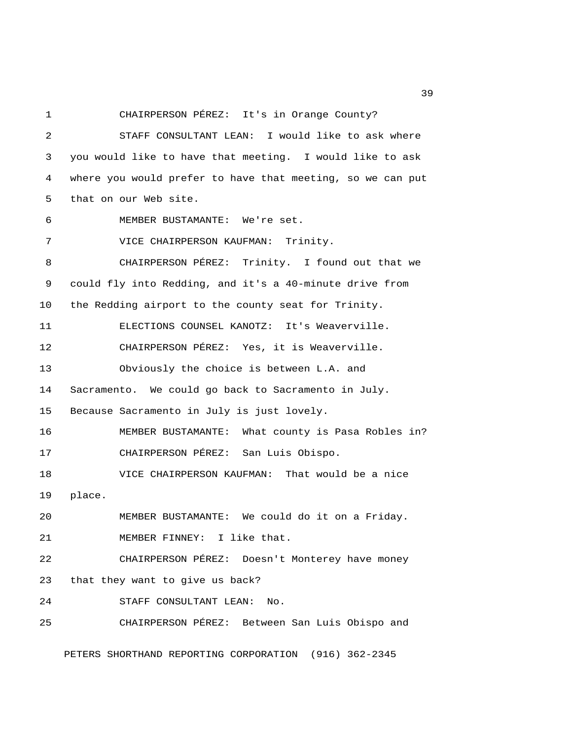CHAIRPERSON PÉREZ: It's in Orange County?

STAFF CONSULTANT LEAN: I would like to ask where you would like to have that meeting. I would like to ask where you would prefer to have that meeting, so we can put that on our Web site.

MEMBER BUSTAMANTE: We're set.

VICE CHAIRPERSON KAUFMAN: Trinity.

CHAIRPERSON PÉREZ: Trinity. I found out that we could fly into Redding, and it's a 40-minute drive from the Redding airport to the county seat for Trinity.

ELECTIONS COUNSEL KANOTZ: It's Weaverville.

CHAIRPERSON PÉREZ: Yes, it is Weaverville.

Obviously the choice is between L.A. and Sacramento. We could go back to Sacramento in July. Because Sacramento in July is just lovely.

MEMBER BUSTAMANTE: What county is Pasa Robles in?

CHAIRPERSON PÉREZ: San Luis Obispo.

VICE CHAIRPERSON KAUFMAN: That would be a nice place.

MEMBER BUSTAMANTE: We could do it on a Friday.

MEMBER FINNEY: I like that.

CHAIRPERSON PÉREZ: Doesn't Monterey have money that they want to give us back?

STAFF CONSULTANT LEAN: No.

CHAIRPERSON PÉREZ: Between San Luis Obispo and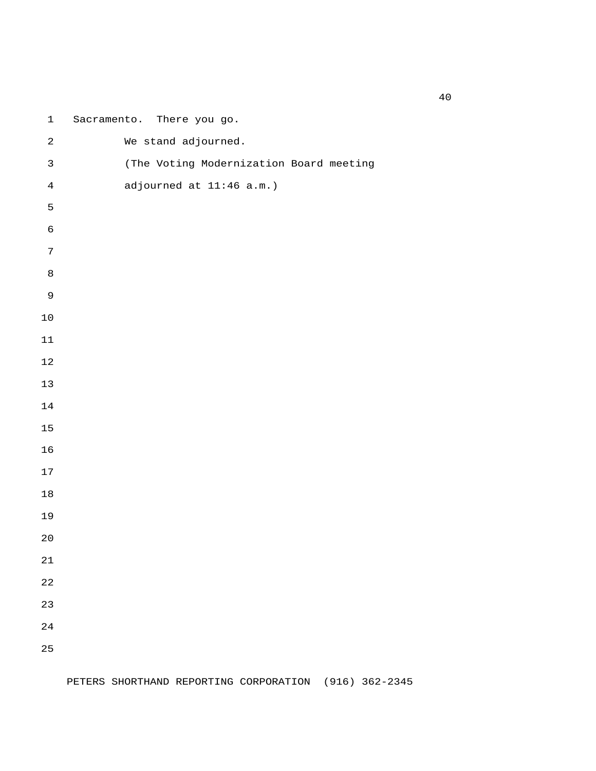Sacramento. There you go.

We stand adjourned.

(The Voting Modernization Board meeting adjourned at 11:46 a.m.)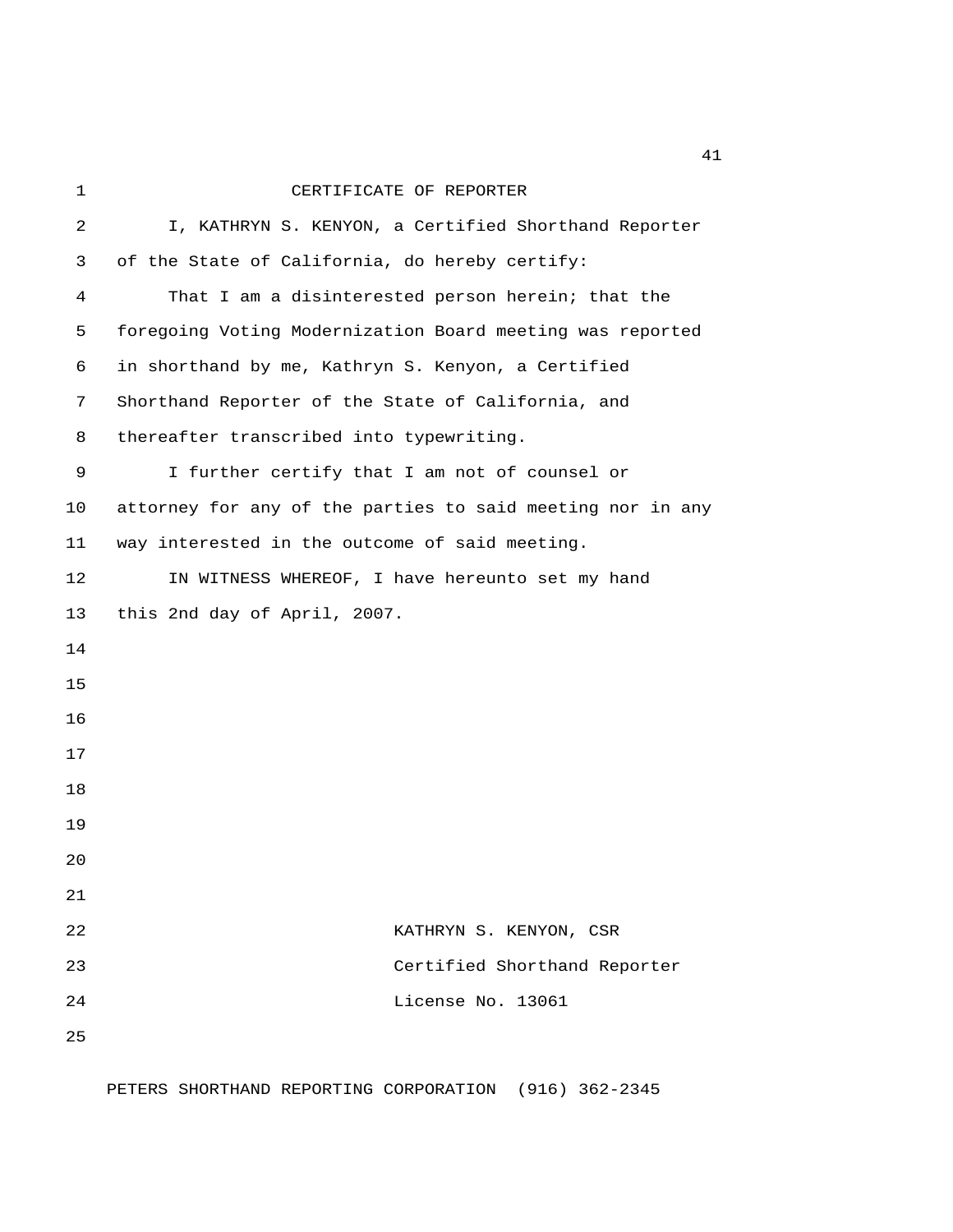# CERTIFICATE OF REPORTER

I, KATHRYN S. KENYON, a Certified Shorthand Reporter of the State of California, do hereby certify:

That I am a disinterested person herein; that the foregoing Voting Modernization Board meeting was reported in shorthand by me, Kathryn S. Kenyon, a Certified Shorthand Reporter of the State of California, and thereafter transcribed into typewriting.

I further certify that I am not of counsel or attorney for any of the parties to said meeting nor in any way interested in the outcome of said meeting.

IN WITNESS WHEREOF, I have hereunto set my hand this 2nd day of April, 2007.

KATHRYN S. KENYON, CSR
Certified Shorthand Reporter
License No. 13061

PETERS SHORTHAND REPORTING CORPORATION (916) 362-2345